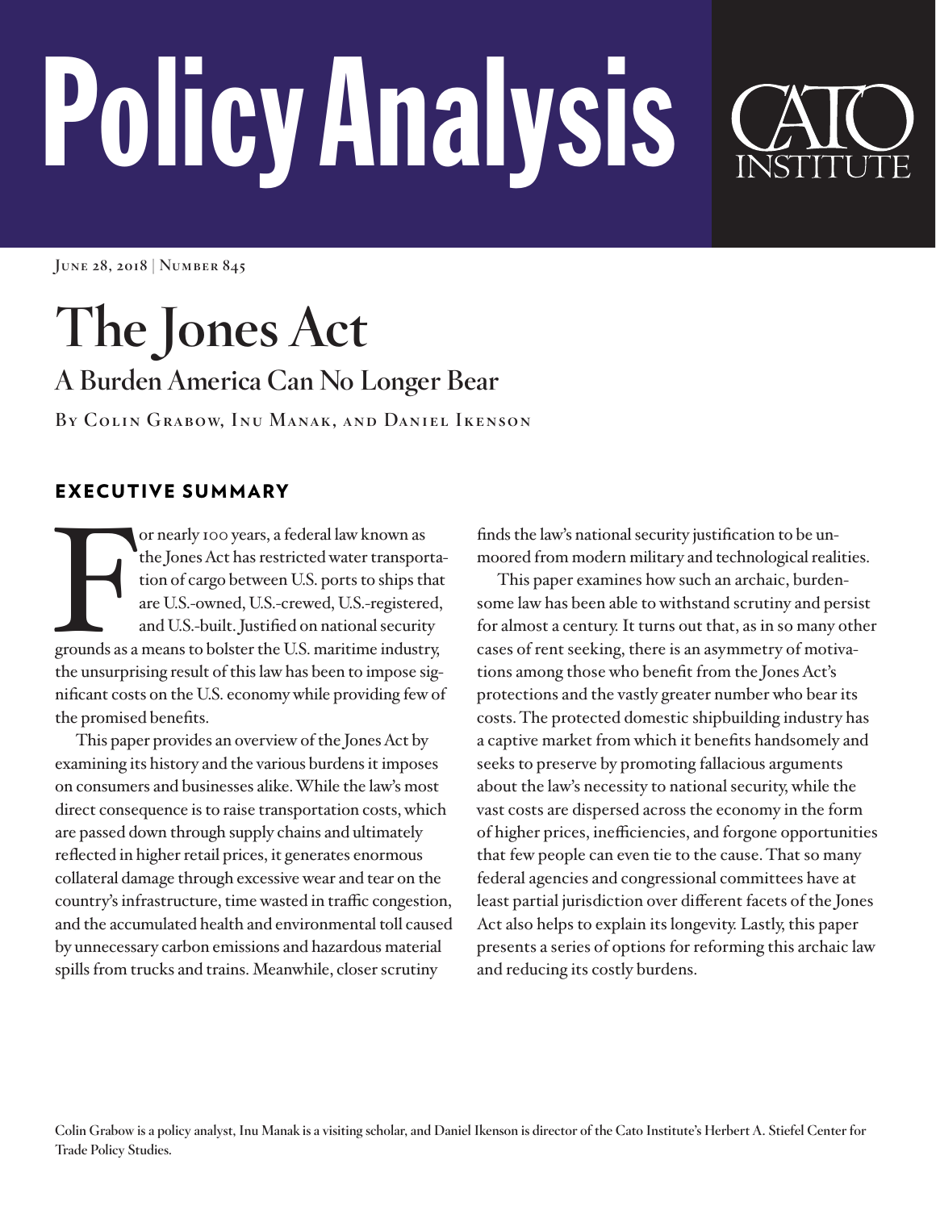# Policy Analysis

June 28, 2018 | Number 845

# The Jones Act

## A Burden America Can No Longer Bear

By Colin Grabow, Inu Manak, and Daniel Ikenson

## EXECUTIVE SUMMARY

For nearly 100 years, a federal law known as the Jones Act has restricted water transportation of cargo between U.S. ports to ships that are U.S.-owned, U.S.-crewed, U.S.-registered, and U.S.-built. Justified on national security grounds as a means to bolster the U.S. maritime industry, the unsurprising result of this law has been to impose significant costs on the U.S. economy while providing few of the promised benefits.

This paper provides an overview of the Jones Act by examining its history and the various burdens it imposes on consumers and businesses alike. While the law's most direct consequence is to raise transportation costs, which are passed down through supply chains and ultimately reflected in higher retail prices, it generates enormous collateral damage through excessive wear and tear on the country's infrastructure, time wasted in traffic congestion, and the accumulated health and environmental toll caused by unnecessary carbon emissions and hazardous material spills from trucks and trains. Meanwhile, closer scrutiny finds the law's national security justification to be unmoored from modern military and technological realities.

This paper examines how such an archaic, burdensome law has been able to withstand scrutiny and persist for almost a century. It turns out that, as in so many other cases of rent seeking, there is an asymmetry of motivations among those who benefit from the Jones Act's protections and the vastly greater number who bear its costs. The protected domestic shipbuilding industry has a captive market from which it benefits handsomely and seeks to preserve by promoting fallacious arguments about the law's necessity to national security, while the vast costs are dispersed across the economy in the form of higher prices, inefficiencies, and forgone opportunities that few people can even tie to the cause. That so many federal agencies and congressional committees have at least partial jurisdiction over different facets of the Jones Act also helps to explain its longevity. Lastly, this paper presents a series of options for reforming this archaic law and reducing its costly burdens.

Colin Grabow is a policy analyst, Inu Manak is a visiting scholar, and Daniel Ikenson is director of the Cato Institute's Herbert A. Stiefel Center for Trade Policy Studies.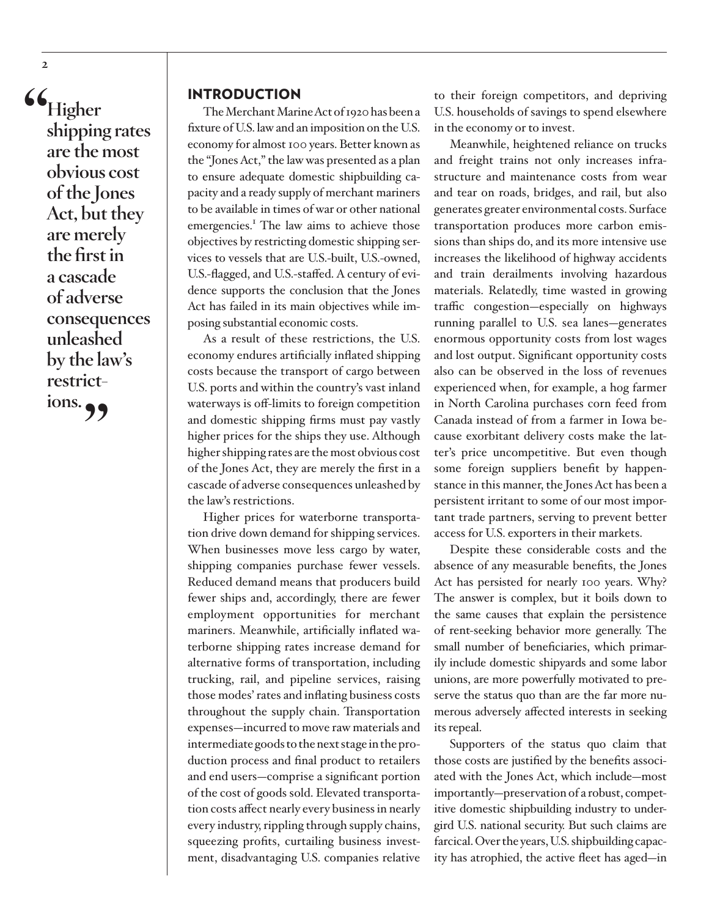> "Higher shipping rates are the most obvious cost of the Jones Act, but they are merely the first in a cascade of adverse consequences unleashed by the law's restrictions."

## INTRODUCTION

The Merchant Marine Act of 1920 has been a fixture of U.S. law and an imposition on the U.S. economy for almost 100 years. Better known as the "Jones Act," the law was presented as a plan to ensure adequate domestic shipbuilding capacity and a ready supply of merchant mariners to be available in times of war or other national emergencies.[1] The law aims to achieve those objectives by restricting domestic shipping services to vessels that are U.S.-built, U.S.-owned, U.S.-flagged, and U.S.-staffed. A century of evidence supports the conclusion that the Jones Act has failed in its main objectives while imposing substantial economic costs.

As a result of these restrictions, the U.S. economy endures artificially inflated shipping costs because the transport of cargo between U.S. ports and within the country's vast inland waterways is off-limits to foreign competition and domestic shipping firms must pay vastly higher prices for the ships they use. Although higher shipping rates are the most obvious cost of the Jones Act, they are merely the first in a cascade of adverse consequences unleashed by the law's restrictions.

Higher prices for waterborne transportation drive down demand for shipping services. When businesses move less cargo by water, shipping companies purchase fewer vessels. Reduced demand means that producers build fewer ships and, accordingly, there are fewer employment opportunities for merchant mariners. Meanwhile, artificially inflated waterborne shipping rates increase demand for alternative forms of transportation, including trucking, rail, and pipeline services, raising those modes' rates and inflating business costs throughout the supply chain. Transportation expenses—incurred to move raw materials and intermediate goods to the next stage in the production process and final product to retailers and end users—comprise a significant portion of the cost of goods sold. Elevated transportation costs affect nearly every business in nearly every industry, rippling through supply chains, squeezing profits, curtailing business investment, disadvantaging U.S. companies relative to their foreign competitors, and depriving U.S. households of savings to spend elsewhere in the economy or to invest.

Meanwhile, heightened reliance on trucks and freight trains not only increases infrastructure and maintenance costs from wear and tear on roads, bridges, and rail, but also generates greater environmental costs. Surface transportation produces more carbon emissions than ships do, and its more intensive use increases the likelihood of highway accidents and train derailments involving hazardous materials. Relatedly, time wasted in growing traffic congestion—especially on highways running parallel to U.S. sea lanes—generates enormous opportunity costs from lost wages and lost output. Significant opportunity costs also can be observed in the loss of revenues experienced when, for example, a hog farmer in North Carolina purchases corn feed from Canada instead of from a farmer in Iowa because exorbitant delivery costs make the latter's price uncompetitive. But even though some foreign suppliers benefit by happenstance in this manner, the Jones Act has been a persistent irritant to some of our most important trade partners, serving to prevent better access for U.S. exporters in their markets.

Despite these considerable costs and the absence of any measurable benefits, the Jones Act has persisted for nearly 100 years. Why? The answer is complex, but it boils down to the same causes that explain the persistence of rent-seeking behavior more generally. The small number of beneficiaries, which primarily include domestic shipyards and some labor unions, are more powerfully motivated to preserve the status quo than are the far more numerous adversely affected interests in seeking its repeal.

Supporters of the status quo claim that those costs are justified by the benefits associated with the Jones Act, which include—most importantly—preservation of a robust, competitive domestic shipbuilding industry to undergird U.S. national security. But such claims are farcical. Over the years, U.S. shipbuilding capacity has atrophied, the active fleet has aged—in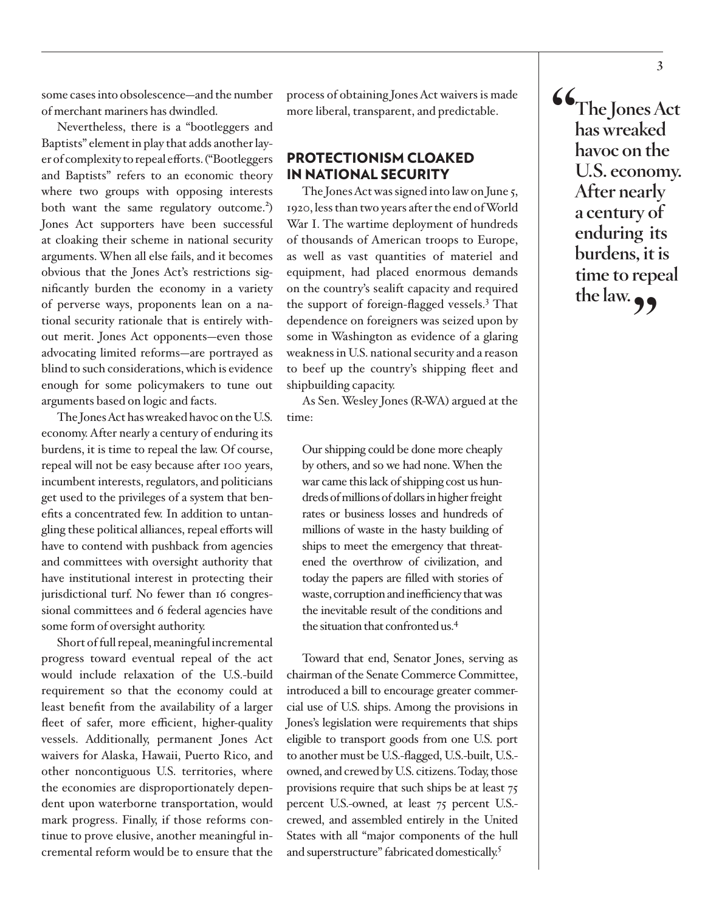some cases into obsolescence—and the number of merchant mariners has dwindled.

Nevertheless, there is a "bootleggers and Baptists" element in play that adds another layer of complexity to repeal efforts. ("Bootleggers and Baptists" refers to an economic theory where two groups with opposing interests both want the same regulatory outcome.[2]) Jones Act supporters have been successful at cloaking their scheme in national security arguments. When all else fails, and it becomes obvious that the Jones Act's restrictions significantly burden the economy in a variety of perverse ways, proponents lean on a national security rationale that is entirely without merit. Jones Act opponents—even those advocating limited reforms—are portrayed as blind to such considerations, which is evidence enough for some policymakers to tune out arguments based on logic and facts.

The Jones Act has wreaked havoc on the U.S. economy. After nearly a century of enduring its burdens, it is time to repeal the law. Of course, repeal will not be easy because after 100 years, incumbent interests, regulators, and politicians get used to the privileges of a system that benefits a concentrated few. In addition to untangling these political alliances, repeal efforts will have to contend with pushback from agencies and committees with oversight authority that have institutional interest in protecting their jurisdictional turf. No fewer than 16 congressional committees and 6 federal agencies have some form of oversight authority.

Short of full repeal, meaningful incremental progress toward eventual repeal of the act would include relaxation of the U.S.-build requirement so that the economy could at least benefit from the availability of a larger fleet of safer, more efficient, higher-quality vessels. Additionally, permanent Jones Act waivers for Alaska, Hawaii, Puerto Rico, and other noncontiguous U.S. territories, where the economies are disproportionately dependent upon waterborne transportation, would mark progress. Finally, if those reforms continue to prove elusive, another meaningful incremental reform would be to ensure that the process of obtaining Jones Act waivers is made more liberal, transparent, and predictable.

## PROTECTIONISM CLOAKED IN NATIONAL SECURITY

The Jones Act was signed into law on June 5, 1920, less than two years after the end of World War I. The wartime deployment of hundreds of thousands of American troops to Europe, as well as vast quantities of materiel and equipment, had placed enormous demands on the country's sealift capacity and required the support of foreign-flagged vessels.[3] That dependence on foreigners was seized upon by some in Washington as evidence of a glaring weakness in U.S. national security and a reason to beef up the country's shipping fleet and shipbuilding capacity.

As Sen. Wesley Jones (R-WA) argued at the time:

> Our shipping could be done more cheaply by others, and so we had none. When the war came this lack of shipping cost us hundreds of millions of dollars in higher freight rates or business losses and hundreds of millions of waste in the hasty building of ships to meet the emergency that threatened the overthrow of civilization, and today the papers are filled with stories of waste, corruption and inefficiency that was the inevitable result of the conditions and the situation that confronted us.[4]

Toward that end, Senator Jones, serving as chairman of the Senate Commerce Committee, introduced a bill to encourage greater commercial use of U.S. ships. Among the provisions in Jones's legislation were requirements that ships eligible to transport goods from one U.S. port to another must be U.S.-flagged, U.S.-built, U.S.-owned, and crewed by U.S. citizens. Today, those provisions require that such ships be at least 75 percent U.S.-owned, at least 75 percent U.S.-crewed, and assembled entirely in the United States with all "major components of the hull and superstructure" fabricated domestically.[5]

> **"The Jones Act has wreaked havoc on the U.S. economy. After nearly a century of enduring its burdens, it is time to repeal the law."**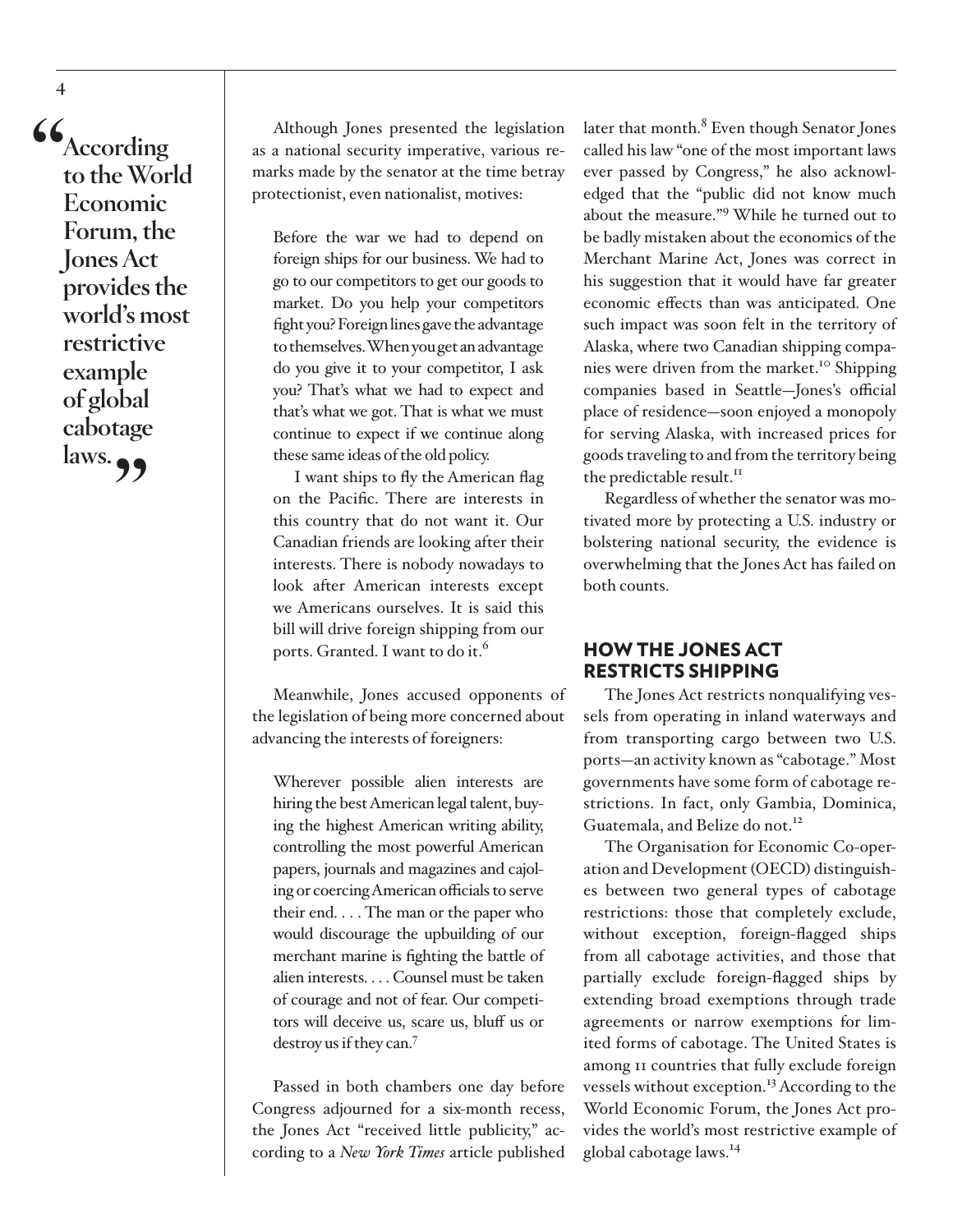> "According to the World Economic Forum, the Jones Act provides the world's most restrictive example of global cabotage laws."

Although Jones presented the legislation as a national security imperative, various remarks made by the senator at the time betray protectionist, even nationalist, motives:

> Before the war we had to depend on foreign ships for our business. We had to go to our competitors to get our goods to market. Do you help your competitors fight you? Foreign lines gave the advantage to themselves. When you get an advantage do you give it to your competitor, I ask you? That's what we had to expect and that's what we got. That is what we must continue to expect if we continue along these same ideas of the old policy.
>
> I want ships to fly the American flag on the Pacific. There are interests in this country that do not want it. Our Canadian friends are looking after their interests. There is nobody nowadays to look after American interests except we Americans ourselves. It is said this bill will drive foreign shipping from our ports. Granted. I want to do it.[6]

Meanwhile, Jones accused opponents of the legislation of being more concerned about advancing the interests of foreigners:

> Wherever possible alien interests are hiring the best American legal talent, buying the highest American writing ability, controlling the most powerful American papers, journals and magazines and cajoling or coercing American officials to serve their end. . . . The man or the paper who would discourage the upbuilding of our merchant marine is fighting the battle of alien interests. . . . Counsel must be taken of courage and not of fear. Our competitors will deceive us, scare us, bluff us or destroy us if they can.[7]

Passed in both chambers one day before Congress adjourned for a six-month recess, the Jones Act "received little publicity," according to a *New York Times* article published later that month.[8] Even though Senator Jones called his law "one of the most important laws ever passed by Congress," he also acknowledged that the "public did not know much about the measure."[9] While he turned out to be badly mistaken about the economics of the Merchant Marine Act, Jones was correct in his suggestion that it would have far greater economic effects than was anticipated. One such impact was soon felt in the territory of Alaska, where two Canadian shipping companies were driven from the market.[10] Shipping companies based in Seattle—Jones's official place of residence—soon enjoyed a monopoly for serving Alaska, with increased prices for goods traveling to and from the territory being the predictable result.[11]

Regardless of whether the senator was motivated more by protecting a U.S. industry or bolstering national security, the evidence is overwhelming that the Jones Act has failed on both counts.

## HOW THE JONES ACT RESTRICTS SHIPPING

The Jones Act restricts nonqualifying vessels from operating in inland waterways and from transporting cargo between two U.S. ports—an activity known as "cabotage." Most governments have some form of cabotage restrictions. In fact, only Gambia, Dominica, Guatemala, and Belize do not.[12]

The Organisation for Economic Co-operation and Development (OECD) distinguishes between two general types of cabotage restrictions: those that completely exclude, without exception, foreign-flagged ships from all cabotage activities, and those that partially exclude foreign-flagged ships by extending broad exemptions through trade agreements or narrow exemptions for limited forms of cabotage. The United States is among 11 countries that fully exclude foreign vessels without exception.[13] According to the World Economic Forum, the Jones Act provides the world's most restrictive example of global cabotage laws.[14]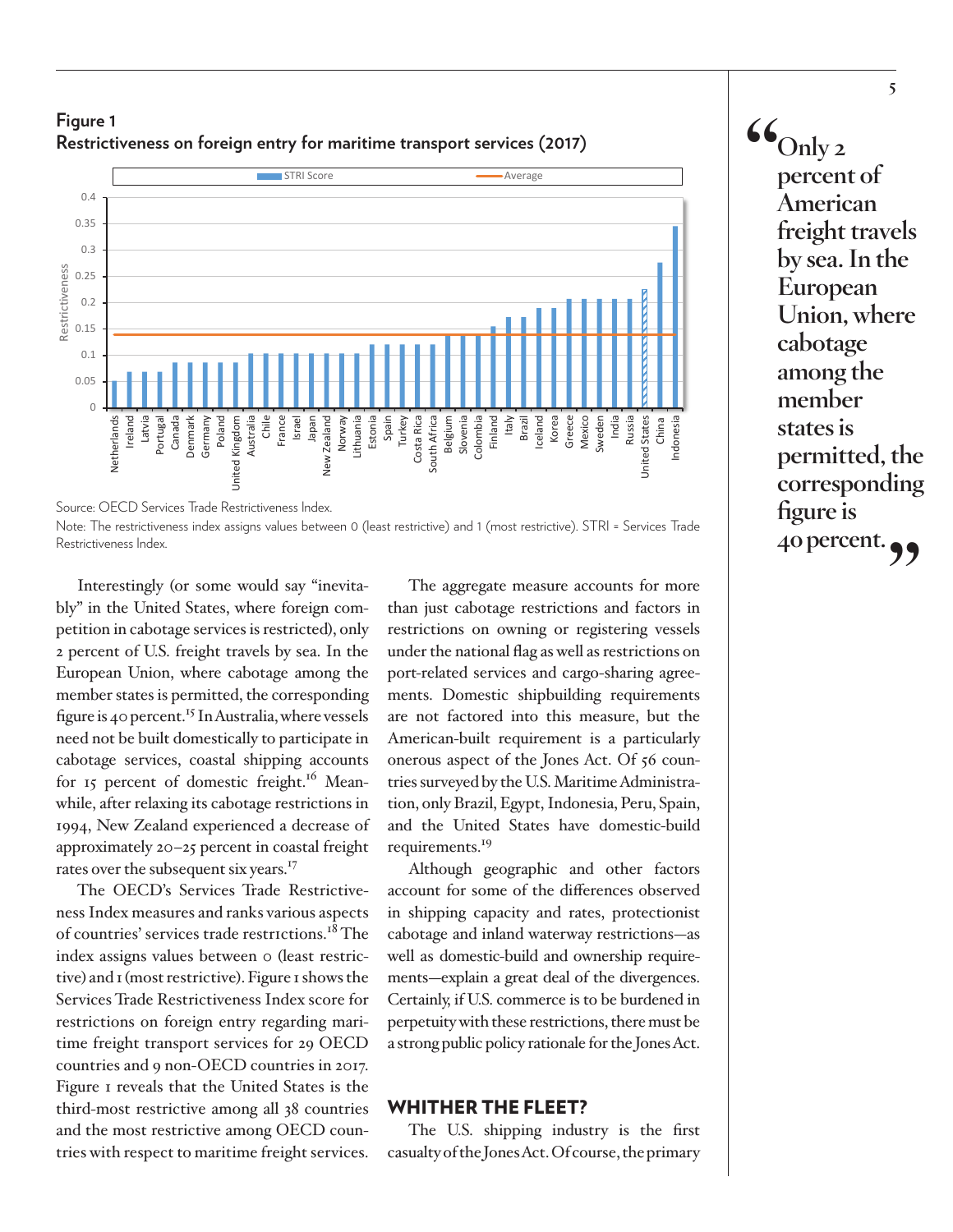**Figure 1**
**Restrictiveness on foreign entry for maritime transport services (2017)**

Source: OECD Services Trade Restrictiveness Index.
Note: The restrictiveness index assigns values between 0 (least restrictive) and 1 (most restrictive). STRI = Services Trade Restrictiveness Index.

Interestingly (or some would say "inevitably" in the United States, where foreign competition in cabotage services is restricted), only 2 percent of U.S. freight travels by sea. In the European Union, where cabotage among the member states is permitted, the corresponding figure is 40 percent.[15] In Australia, where vessels need not be built domestically to participate in cabotage services, coastal shipping accounts for 15 percent of domestic freight.[16] Meanwhile, after relaxing its cabotage restrictions in 1994, New Zealand experienced a decrease of approximately 20–25 percent in coastal freight rates over the subsequent six years.[17]

The OECD's Services Trade Restrictiveness Index measures and ranks various aspects of countries' services trade restrictions.[18] The index assigns values between 0 (least restrictive) and 1 (most restrictive). Figure 1 shows the Services Trade Restrictiveness Index score for restrictions on foreign entry regarding maritime freight transport services for 29 OECD countries and 9 non-OECD countries in 2017. Figure 1 reveals that the United States is the third-most restrictive among all 38 countries and the most restrictive among OECD countries with respect to maritime freight services.

The aggregate measure accounts for more than just cabotage restrictions and factors in restrictions on owning or registering vessels under the national flag as well as restrictions on port-related services and cargo-sharing agreements. Domestic shipbuilding requirements are not factored into this measure, but the American-built requirement is a particularly onerous aspect of the Jones Act. Of 56 countries surveyed by the U.S. Maritime Administration, only Brazil, Egypt, Indonesia, Peru, Spain, and the United States have domestic-build requirements.[19]

Although geographic and other factors account for some of the differences observed in shipping capacity and rates, protectionist cabotage and inland waterway restrictions—as well as domestic-build and ownership requirements—explain a great deal of the divergences. Certainly, if U.S. commerce is to be burdened in perpetuity with these restrictions, there must be a strong public policy rationale for the Jones Act.

## WHITHER THE FLEET?

The U.S. shipping industry is the first casualty of the Jones Act. Of course, the primary

> "Only 2 percent of American freight travels by sea. In the European Union, where cabotage among the member states is permitted, the corresponding figure is 40 percent."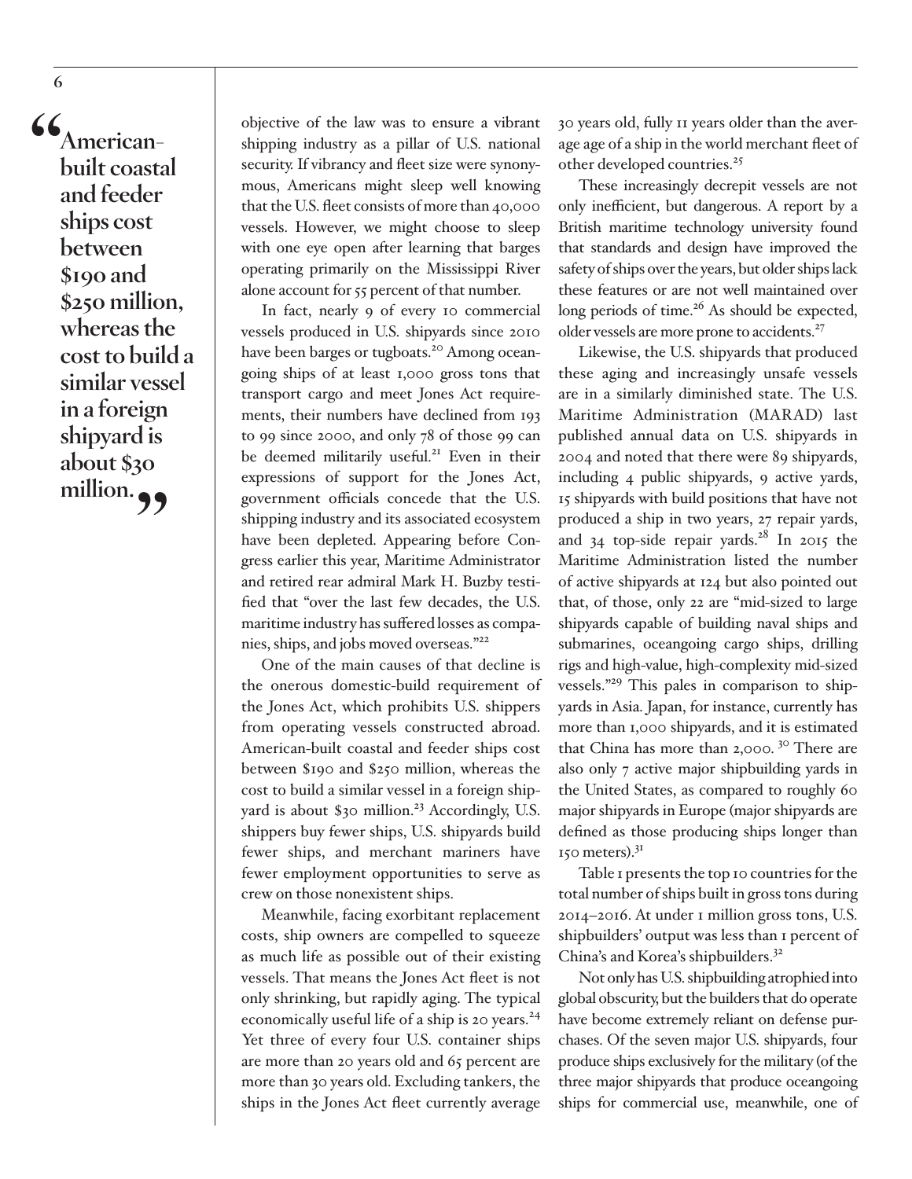> "American-built coastal and feeder ships cost between $190 and $250 million, whereas the cost to build a similar vessel in a foreign shipyard is about $30 million."

objective of the law was to ensure a vibrant shipping industry as a pillar of U.S. national security. If vibrancy and fleet size were synonymous, Americans might sleep well knowing that the U.S. fleet consists of more than 40,000 vessels. However, we might choose to sleep with one eye open after learning that barges operating primarily on the Mississippi River alone account for 55 percent of that number.

In fact, nearly 9 of every 10 commercial vessels produced in U.S. shipyards since 2010 have been barges or tugboats.[20] Among oceangoing ships of at least 1,000 gross tons that transport cargo and meet Jones Act requirements, their numbers have declined from 193 to 99 since 2000, and only 78 of those 99 can be deemed militarily useful.[21] Even in their expressions of support for the Jones Act, government officials concede that the U.S. shipping industry and its associated ecosystem have been depleted. Appearing before Congress earlier this year, Maritime Administrator and retired rear admiral Mark H. Buzby testified that "over the last few decades, the U.S. maritime industry has suffered losses as companies, ships, and jobs moved overseas."[22]

One of the main causes of that decline is the onerous domestic-build requirement of the Jones Act, which prohibits U.S. shippers from operating vessels constructed abroad. American-built coastal and feeder ships cost between $190 and $250 million, whereas the cost to build a similar vessel in a foreign shipyard is about $30 million.[23] Accordingly, U.S. shippers buy fewer ships, U.S. shipyards build fewer ships, and merchant mariners have fewer employment opportunities to serve as crew on those nonexistent ships.

Meanwhile, facing exorbitant replacement costs, ship owners are compelled to squeeze as much life as possible out of their existing vessels. That means the Jones Act fleet is not only shrinking, but rapidly aging. The typical economically useful life of a ship is 20 years.[24] Yet three of every four U.S. container ships are more than 20 years old and 65 percent are more than 30 years old. Excluding tankers, the ships in the Jones Act fleet currently average 30 years old, fully 11 years older than the average age of a ship in the world merchant fleet of other developed countries.[25]

These increasingly decrepit vessels are not only inefficient, but dangerous. A report by a British maritime technology university found that standards and design have improved the safety of ships over the years, but older ships lack these features or are not well maintained over long periods of time.[26] As should be expected, older vessels are more prone to accidents.[27]

Likewise, the U.S. shipyards that produced these aging and increasingly unsafe vessels are in a similarly diminished state. The U.S. Maritime Administration (MARAD) last published annual data on U.S. shipyards in 2004 and noted that there were 89 shipyards, including 4 public shipyards, 9 active yards, 15 shipyards with build positions that have not produced a ship in two years, 27 repair yards, and 34 top-side repair yards.[28] In 2015 the Maritime Administration listed the number of active shipyards at 124 but also pointed out that, of those, only 22 are "mid-sized to large shipyards capable of building naval ships and submarines, oceangoing cargo ships, drilling rigs and high-value, high-complexity mid-sized vessels."[29] This pales in comparison to shipyards in Asia. Japan, for instance, currently has more than 1,000 shipyards, and it is estimated that China has more than 2,000.[30] There are also only 7 active major shipbuilding yards in the United States, as compared to roughly 60 major shipyards in Europe (major shipyards are defined as those producing ships longer than 150 meters).[31]

Table 1 presents the top 10 countries for the total number of ships built in gross tons during 2014–2016. At under 1 million gross tons, U.S. shipbuilders' output was less than 1 percent of China's and Korea's shipbuilders.[32]

Not only has U.S. shipbuilding atrophied into global obscurity, but the builders that do operate have become extremely reliant on defense purchases. Of the seven major U.S. shipyards, four produce ships exclusively for the military (of the three major shipyards that produce oceangoing ships for commercial use, meanwhile, one of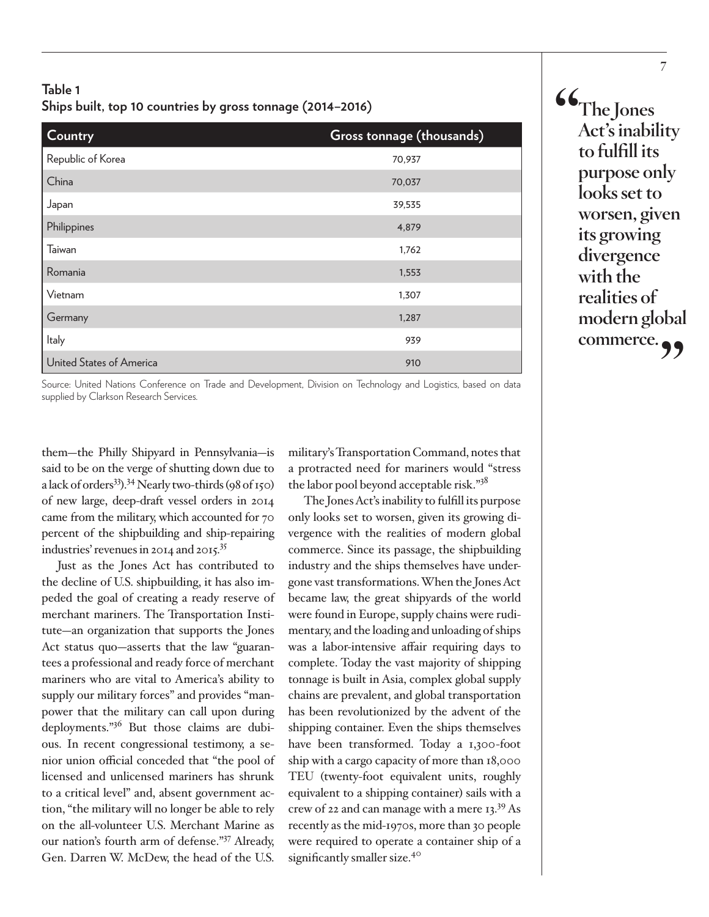**Table 1**
**Ships built, top 10 countries by gross tonnage (2014–2016)**

| Country | Gross tonnage (thousands) |
|---|---|
| Republic of Korea | 70,937 |
| China | 70,037 |
| Japan | 39,535 |
| Philippines | 4,879 |
| Taiwan | 1,762 |
| Romania | 1,553 |
| Vietnam | 1,307 |
| Germany | 1,287 |
| Italy | 939 |
| United States of America | 910 |

Source: United Nations Conference on Trade and Development, Division on Technology and Logistics, based on data supplied by Clarkson Research Services.

them—the Philly Shipyard in Pennsylvania—is said to be on the verge of shutting down due to a lack of orders[33]).[34] Nearly two-thirds (98 of 150) of new large, deep-draft vessel orders in 2014 came from the military, which accounted for 70 percent of the shipbuilding and ship-repairing industries' revenues in 2014 and 2015.[35]

Just as the Jones Act has contributed to the decline of U.S. shipbuilding, it has also impeded the goal of creating a ready reserve of merchant mariners. The Transportation Institute—an organization that supports the Jones Act status quo—asserts that the law "guarantees a professional and ready force of merchant mariners who are vital to America's ability to supply our military forces" and provides "manpower that the military can call upon during deployments."[36] But those claims are dubious. In recent congressional testimony, a senior union official conceded that "the pool of licensed and unlicensed mariners has shrunk to a critical level" and, absent government action, "the military will no longer be able to rely on the all-volunteer U.S. Merchant Marine as our nation's fourth arm of defense."[37] Already, Gen. Darren W. McDew, the head of the U.S. military's Transportation Command, notes that a protracted need for mariners would "stress the labor pool beyond acceptable risk."[38]

The Jones Act's inability to fulfill its purpose only looks set to worsen, given its growing divergence with the realities of modern global commerce. Since its passage, the shipbuilding industry and the ships themselves have undergone vast transformations. When the Jones Act became law, the great shipyards of the world were found in Europe, supply chains were rudimentary, and the loading and unloading of ships was a labor-intensive affair requiring days to complete. Today the vast majority of shipping tonnage is built in Asia, complex global supply chains are prevalent, and global transportation has been revolutionized by the advent of the shipping container. Even the ships themselves have been transformed. Today a 1,300-foot ship with a cargo capacity of more than 18,000 TEU (twenty-foot equivalent units, roughly equivalent to a shipping container) sails with a crew of 22 and can manage with a mere 13.[39] As recently as the mid-1970s, more than 30 people were required to operate a container ship of a significantly smaller size.[40]

> **"The Jones Act's inability to fulfill its purpose only looks set to worsen, given its growing divergence with the realities of modern global commerce."**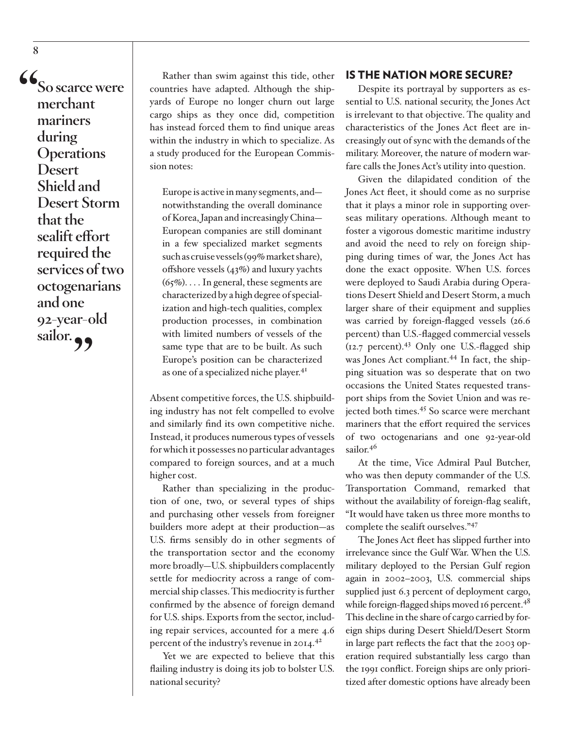> "So scarce were merchant mariners during Operations Desert Shield and Desert Storm that the sealift effort required the services of two octogenarians and one 92-year-old sailor."

Rather than swim against this tide, other countries have adapted. Although the shipyards of Europe no longer churn out large cargo ships as they once did, competition has instead forced them to find unique areas within the industry in which to specialize. As a study produced for the European Commission notes:

> Europe is active in many segments, and—notwithstanding the overall dominance of Korea, Japan and increasingly China—European companies are still dominant in a few specialized market segments such as cruise vessels (99% market share), offshore vessels (43%) and luxury yachts (65%). . . . In general, these segments are characterized by a high degree of specialization and high-tech qualities, complex production processes, in combination with limited numbers of vessels of the same type that are to be built. As such Europe's position can be characterized as one of a specialized niche player.[41]

Absent competitive forces, the U.S. shipbuilding industry has not felt compelled to evolve and similarly find its own competitive niche. Instead, it produces numerous types of vessels for which it possesses no particular advantages compared to foreign sources, and at a much higher cost.

Rather than specializing in the production of one, two, or several types of ships and purchasing other vessels from foreigner builders more adept at their production—as U.S. firms sensibly do in other segments of the transportation sector and the economy more broadly—U.S. shipbuilders complacently settle for mediocrity across a range of commercial ship classes. This mediocrity is further confirmed by the absence of foreign demand for U.S. ships. Exports from the sector, including repair services, accounted for a mere 4.6 percent of the industry's revenue in 2014.[42]

Yet we are expected to believe that this flailing industry is doing its job to bolster U.S. national security?

## IS THE NATION MORE SECURE?

Despite its portrayal by supporters as essential to U.S. national security, the Jones Act is irrelevant to that objective. The quality and characteristics of the Jones Act fleet are increasingly out of sync with the demands of the military. Moreover, the nature of modern warfare calls the Jones Act's utility into question.

Given the dilapidated condition of the Jones Act fleet, it should come as no surprise that it plays a minor role in supporting overseas military operations. Although meant to foster a vigorous domestic maritime industry and avoid the need to rely on foreign shipping during times of war, the Jones Act has done the exact opposite. When U.S. forces were deployed to Saudi Arabia during Operations Desert Shield and Desert Storm, a much larger share of their equipment and supplies was carried by foreign-flagged vessels (26.6 percent) than U.S.-flagged commercial vessels (12.7 percent).[43] Only one U.S.-flagged ship was Jones Act compliant.[44] In fact, the shipping situation was so desperate that on two occasions the United States requested transport ships from the Soviet Union and was rejected both times.[45] So scarce were merchant mariners that the effort required the services of two octogenarians and one 92-year-old sailor.[46]

At the time, Vice Admiral Paul Butcher, who was then deputy commander of the U.S. Transportation Command, remarked that without the availability of foreign-flag sealift, "It would have taken us three more months to complete the sealift ourselves."[47]

The Jones Act fleet has slipped further into irrelevance since the Gulf War. When the U.S. military deployed to the Persian Gulf region again in 2002–2003, U.S. commercial ships supplied just 6.3 percent of deployment cargo, while foreign-flagged ships moved 16 percent.[48] This decline in the share of cargo carried by foreign ships during Desert Shield/Desert Storm in large part reflects the fact that the 2003 operation required substantially less cargo than the 1991 conflict. Foreign ships are only prioritized after domestic options have already been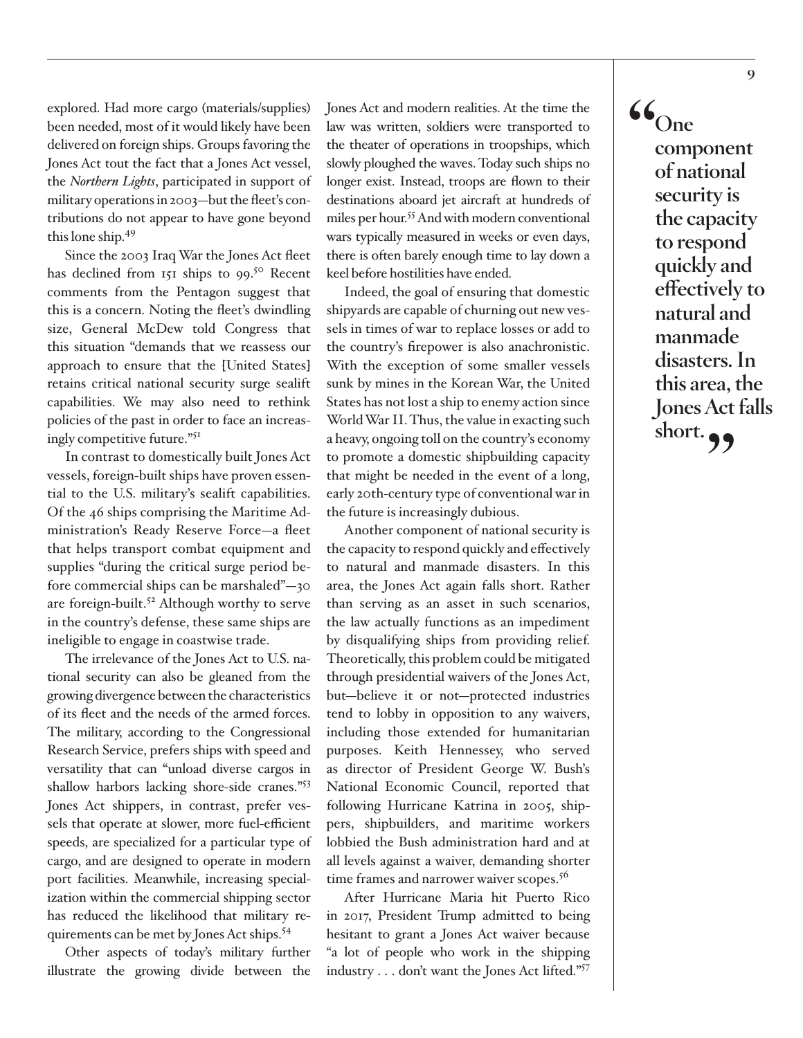explored. Had more cargo (materials/supplies) been needed, most of it would likely have been delivered on foreign ships. Groups favoring the Jones Act tout the fact that a Jones Act vessel, the *Northern Lights*, participated in support of military operations in 2003—but the fleet's contributions do not appear to have gone beyond this lone ship.[49]

Since the 2003 Iraq War the Jones Act fleet has declined from 151 ships to 99.[50] Recent comments from the Pentagon suggest that this is a concern. Noting the fleet's dwindling size, General McDew told Congress that this situation "demands that we reassess our approach to ensure that the [United States] retains critical national security surge sealift capabilities. We may also need to rethink policies of the past in order to face an increasingly competitive future."[51]

In contrast to domestically built Jones Act vessels, foreign-built ships have proven essential to the U.S. military's sealift capabilities. Of the 46 ships comprising the Maritime Administration's Ready Reserve Force—a fleet that helps transport combat equipment and supplies "during the critical surge period before commercial ships can be marshaled"—30 are foreign-built.[52] Although worthy to serve in the country's defense, these same ships are ineligible to engage in coastwise trade.

The irrelevance of the Jones Act to U.S. national security can also be gleaned from the growing divergence between the characteristics of its fleet and the needs of the armed forces. The military, according to the Congressional Research Service, prefers ships with speed and versatility that can "unload diverse cargos in shallow harbors lacking shore-side cranes."[53] Jones Act shippers, in contrast, prefer vessels that operate at slower, more fuel-efficient speeds, are specialized for a particular type of cargo, and are designed to operate in modern port facilities. Meanwhile, increasing specialization within the commercial shipping sector has reduced the likelihood that military requirements can be met by Jones Act ships.[54]

Other aspects of today's military further illustrate the growing divide between the Jones Act and modern realities. At the time the law was written, soldiers were transported to the theater of operations in troopships, which slowly ploughed the waves. Today such ships no longer exist. Instead, troops are flown to their destinations aboard jet aircraft at hundreds of miles per hour.[55] And with modern conventional wars typically measured in weeks or even days, there is often barely enough time to lay down a keel before hostilities have ended.

Indeed, the goal of ensuring that domestic shipyards are capable of churning out new vessels in times of war to replace losses or add to the country's firepower is also anachronistic. With the exception of some smaller vessels sunk by mines in the Korean War, the United States has not lost a ship to enemy action since World War II. Thus, the value in exacting such a heavy, ongoing toll on the country's economy to promote a domestic shipbuilding capacity that might be needed in the event of a long, early 20th-century type of conventional war in the future is increasingly dubious.

Another component of national security is the capacity to respond quickly and effectively to natural and manmade disasters. In this area, the Jones Act again falls short. Rather than serving as an asset in such scenarios, the law actually functions as an impediment by disqualifying ships from providing relief. Theoretically, this problem could be mitigated through presidential waivers of the Jones Act, but—believe it or not—protected industries tend to lobby in opposition to any waivers, including those extended for humanitarian purposes. Keith Hennessey, who served as director of President George W. Bush's National Economic Council, reported that following Hurricane Katrina in 2005, shippers, shipbuilders, and maritime workers lobbied the Bush administration hard and at all levels against a waiver, demanding shorter time frames and narrower waiver scopes.[56]

After Hurricane Maria hit Puerto Rico in 2017, President Trump admitted to being hesitant to grant a Jones Act waiver because "a lot of people who work in the shipping industry . . . don't want the Jones Act lifted."[57]

> **"One component of national security is the capacity to respond quickly and effectively to natural and manmade disasters. In this area, the Jones Act falls short."**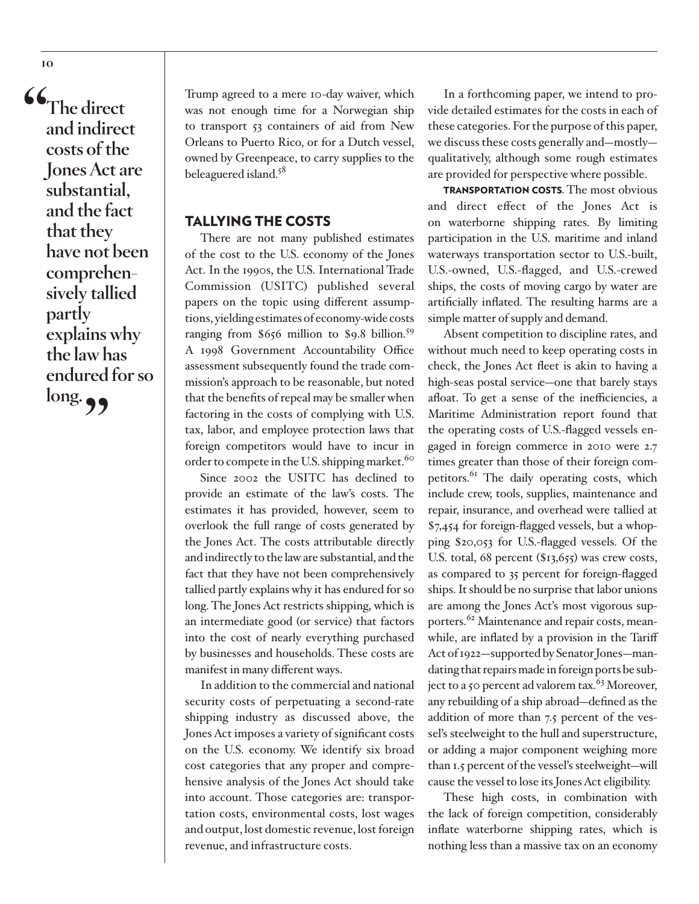> "The direct and indirect costs of the Jones Act are substantial, and the fact that they have not been comprehensively tallied partly explains why the law has endured for so long."

Trump agreed to a mere 10-day waiver, which was not enough time for a Norwegian ship to transport 53 containers of aid from New Orleans to Puerto Rico, or for a Dutch vessel, owned by Greenpeace, to carry supplies to the beleaguered island.[58]

## TALLYING THE COSTS

There are not many published estimates of the cost to the U.S. economy of the Jones Act. In the 1990s, the U.S. International Trade Commission (USITC) published several papers on the topic using different assumptions, yielding estimates of economy-wide costs ranging from $656 million to $9.8 billion.[59] A 1998 Government Accountability Office assessment subsequently found the trade commission's approach to be reasonable, but noted that the benefits of repeal may be smaller when factoring in the costs of complying with U.S. tax, labor, and employee protection laws that foreign competitors would have to incur in order to compete in the U.S. shipping market.[60]

Since 2002 the USITC has declined to provide an estimate of the law's costs. The estimates it has provided, however, seem to overlook the full range of costs generated by the Jones Act. The costs attributable directly and indirectly to the law are substantial, and the fact that they have not been comprehensively tallied partly explains why it has endured for so long. The Jones Act restricts shipping, which is an intermediate good (or service) that factors into the cost of nearly everything purchased by businesses and households. These costs are manifest in many different ways.

In addition to the commercial and national security costs of perpetuating a second-rate shipping industry as discussed above, the Jones Act imposes a variety of significant costs on the U.S. economy. We identify six broad cost categories that any proper and comprehensive analysis of the Jones Act should take into account. Those categories are: transportation costs, environmental costs, lost wages and output, lost domestic revenue, lost foreign revenue, and infrastructure costs.

In a forthcoming paper, we intend to provide detailed estimates for the costs in each of these categories. For the purpose of this paper, we discuss these costs generally and—mostly—qualitatively, although some rough estimates are provided for perspective where possible.

**TRANSPORTATION COSTS.** The most obvious and direct effect of the Jones Act is on waterborne shipping rates. By limiting participation in the U.S. maritime and inland waterways transportation sector to U.S.-built, U.S.-owned, U.S.-flagged, and U.S.-crewed ships, the costs of moving cargo by water are artificially inflated. The resulting harms are a simple matter of supply and demand.

Absent competition to discipline rates, and without much need to keep operating costs in check, the Jones Act fleet is akin to having a high-seas postal service—one that barely stays afloat. To get a sense of the inefficiencies, a Maritime Administration report found that the operating costs of U.S.-flagged vessels engaged in foreign commerce in 2010 were 2.7 times greater than those of their foreign competitors.[61] The daily operating costs, which include crew, tools, supplies, maintenance and repair, insurance, and overhead were tallied at $7,454 for foreign-flagged vessels, but a whopping $20,053 for U.S.-flagged vessels. Of the U.S. total, 68 percent ($13,655) was crew costs, as compared to 35 percent for foreign-flagged ships. It should be no surprise that labor unions are among the Jones Act's most vigorous supporters.[62] Maintenance and repair costs, meanwhile, are inflated by a provision in the Tariff Act of 1922—supported by Senator Jones—mandating that repairs made in foreign ports be subject to a 50 percent ad valorem tax.[63] Moreover, any rebuilding of a ship abroad—defined as the addition of more than 7.5 percent of the vessel's steelweight to the hull and superstructure, or adding a major component weighing more than 1.5 percent of the vessel's steelweight—will cause the vessel to lose its Jones Act eligibility.

These high costs, in combination with the lack of foreign competition, considerably inflate waterborne shipping rates, which is nothing less than a massive tax on an economy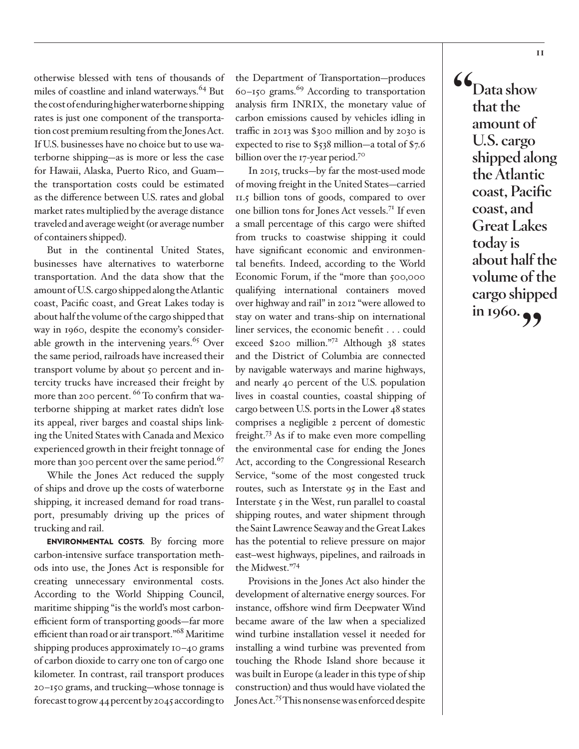otherwise blessed with tens of thousands of miles of coastline and inland waterways.[64] But the cost of enduring higher waterborne shipping rates is just one component of the transportation cost premium resulting from the Jones Act. If U.S. businesses have no choice but to use waterborne shipping—as is more or less the case for Hawaii, Alaska, Puerto Rico, and Guam—the transportation costs could be estimated as the difference between U.S. rates and global market rates multiplied by the average distance traveled and average weight (or average number of containers shipped).

But in the continental United States, businesses have alternatives to waterborne transportation. And the data show that the amount of U.S. cargo shipped along the Atlantic coast, Pacific coast, and Great Lakes today is about half the volume of the cargo shipped that way in 1960, despite the economy's considerable growth in the intervening years.[65] Over the same period, railroads have increased their transport volume by about 50 percent and intercity trucks have increased their freight by more than 200 percent.[66] To confirm that waterborne shipping at market rates didn't lose its appeal, river barges and coastal ships linking the United States with Canada and Mexico experienced growth in their freight tonnage of more than 300 percent over the same period.[67]

While the Jones Act reduced the supply of ships and drove up the costs of waterborne shipping, it increased demand for road transport, presumably driving up the prices of trucking and rail.

**ENVIRONMENTAL COSTS**. By forcing more carbon-intensive surface transportation methods into use, the Jones Act is responsible for creating unnecessary environmental costs. According to the World Shipping Council, maritime shipping "is the world's most carbon-efficient form of transporting goods—far more efficient than road or air transport."[68] Maritime shipping produces approximately 10–40 grams of carbon dioxide to carry one ton of cargo one kilometer. In contrast, rail transport produces 20–150 grams, and trucking—whose tonnage is forecast to grow 44 percent by 2045 according to the Department of Transportation—produces 60–150 grams.[69] According to transportation analysis firm INRIX, the monetary value of carbon emissions caused by vehicles idling in traffic in 2013 was $300 million and by 2030 is expected to rise to $538 million—a total of $7.6 billion over the 17-year period.[70]

In 2015, trucks—by far the most-used mode of moving freight in the United States—carried 11.5 billion tons of goods, compared to over one billion tons for Jones Act vessels.[71] If even a small percentage of this cargo were shifted from trucks to coastwise shipping it could have significant economic and environmental benefits. Indeed, according to the World Economic Forum, if the "more than 500,000 qualifying international containers moved over highway and rail" in 2012 "were allowed to stay on water and trans-ship on international liner services, the economic benefit . . . could exceed $200 million."[72] Although 38 states and the District of Columbia are connected by navigable waterways and marine highways, and nearly 40 percent of the U.S. population lives in coastal counties, coastal shipping of cargo between U.S. ports in the Lower 48 states comprises a negligible 2 percent of domestic freight.[73] As if to make even more compelling the environmental case for ending the Jones Act, according to the Congressional Research Service, "some of the most congested truck routes, such as Interstate 95 in the East and Interstate 5 in the West, run parallel to coastal shipping routes, and water shipment through the Saint Lawrence Seaway and the Great Lakes has the potential to relieve pressure on major east–west highways, pipelines, and railroads in the Midwest."[74]

Provisions in the Jones Act also hinder the development of alternative energy sources. For instance, offshore wind firm Deepwater Wind became aware of the law when a specialized wind turbine installation vessel it needed for installing a wind turbine was prevented from touching the Rhode Island shore because it was built in Europe (a leader in this type of ship construction) and thus would have violated the Jones Act.[75] This nonsense was enforced despite

> **"Data show that the amount of U.S. cargo shipped along the Atlantic coast, Pacific coast, and Great Lakes today is about half the volume of the cargo shipped in 1960."**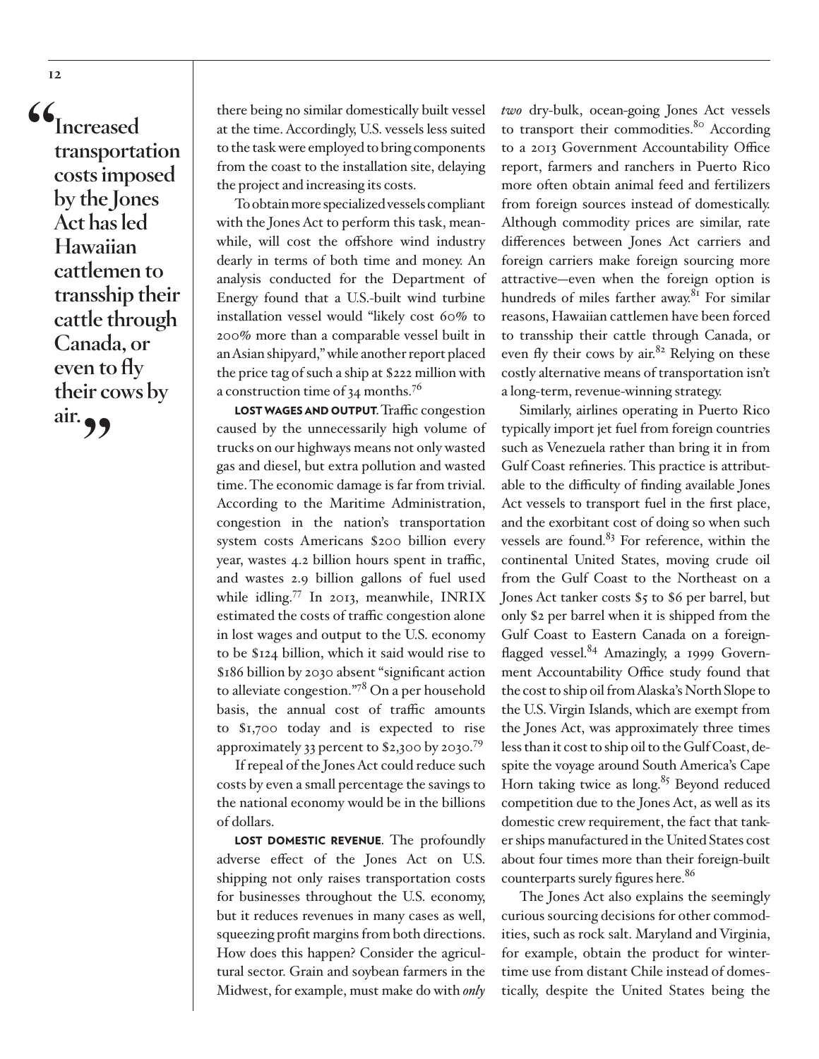> "Increased transportation costs imposed by the Jones Act has led Hawaiian cattlemen to transship their cattle through Canada, or even to fly their cows by air."

there being no similar domestically built vessel at the time. Accordingly, U.S. vessels less suited to the task were employed to bring components from the coast to the installation site, delaying the project and increasing its costs.

To obtain more specialized vessels compliant with the Jones Act to perform this task, meanwhile, will cost the offshore wind industry dearly in terms of both time and money. An analysis conducted for the Department of Energy found that a U.S.-built wind turbine installation vessel would "likely cost 60% to 200% more than a comparable vessel built in an Asian shipyard," while another report placed the price tag of such a ship at $222 million with a construction time of 34 months.[76]

**LOST WAGES AND OUTPUT.** Traffic congestion caused by the unnecessarily high volume of trucks on our highways means not only wasted gas and diesel, but extra pollution and wasted time. The economic damage is far from trivial. According to the Maritime Administration, congestion in the nation's transportation system costs Americans $200 billion every year, wastes 4.2 billion hours spent in traffic, and wastes 2.9 billion gallons of fuel used while idling.[77] In 2013, meanwhile, INRIX estimated the costs of traffic congestion alone in lost wages and output to the U.S. economy to be $124 billion, which it said would rise to $186 billion by 2030 absent "significant action to alleviate congestion."[78] On a per household basis, the annual cost of traffic amounts to $1,700 today and is expected to rise approximately 33 percent to $2,300 by 2030.[79]

If repeal of the Jones Act could reduce such costs by even a small percentage the savings to the national economy would be in the billions of dollars.

**LOST DOMESTIC REVENUE.** The profoundly adverse effect of the Jones Act on U.S. shipping not only raises transportation costs for businesses throughout the U.S. economy, but it reduces revenues in many cases as well, squeezing profit margins from both directions. How does this happen? Consider the agricultural sector. Grain and soybean farmers in the Midwest, for example, must make do with *only two* dry-bulk, ocean-going Jones Act vessels to transport their commodities.[80] According to a 2013 Government Accountability Office report, farmers and ranchers in Puerto Rico more often obtain animal feed and fertilizers from foreign sources instead of domestically. Although commodity prices are similar, rate differences between Jones Act carriers and foreign carriers make foreign sourcing more attractive—even when the foreign option is hundreds of miles farther away.[81] For similar reasons, Hawaiian cattlemen have been forced to transship their cattle through Canada, or even fly their cows by air.[82] Relying on these costly alternative means of transportation isn't a long-term, revenue-winning strategy.

Similarly, airlines operating in Puerto Rico typically import jet fuel from foreign countries such as Venezuela rather than bring it in from Gulf Coast refineries. This practice is attributable to the difficulty of finding available Jones Act vessels to transport fuel in the first place, and the exorbitant cost of doing so when such vessels are found.[83] For reference, within the continental United States, moving crude oil from the Gulf Coast to the Northeast on a Jones Act tanker costs $5 to $6 per barrel, but only $2 per barrel when it is shipped from the Gulf Coast to Eastern Canada on a foreign-flagged vessel.[84] Amazingly, a 1999 Government Accountability Office study found that the cost to ship oil from Alaska's North Slope to the U.S. Virgin Islands, which are exempt from the Jones Act, was approximately three times less than it cost to ship oil to the Gulf Coast, despite the voyage around South America's Cape Horn taking twice as long.[85] Beyond reduced competition due to the Jones Act, as well as its domestic crew requirement, the fact that tanker ships manufactured in the United States cost about four times more than their foreign-built counterparts surely figures here.[86]

The Jones Act also explains the seemingly curious sourcing decisions for other commodities, such as rock salt. Maryland and Virginia, for example, obtain the product for wintertime use from distant Chile instead of domestically, despite the United States being the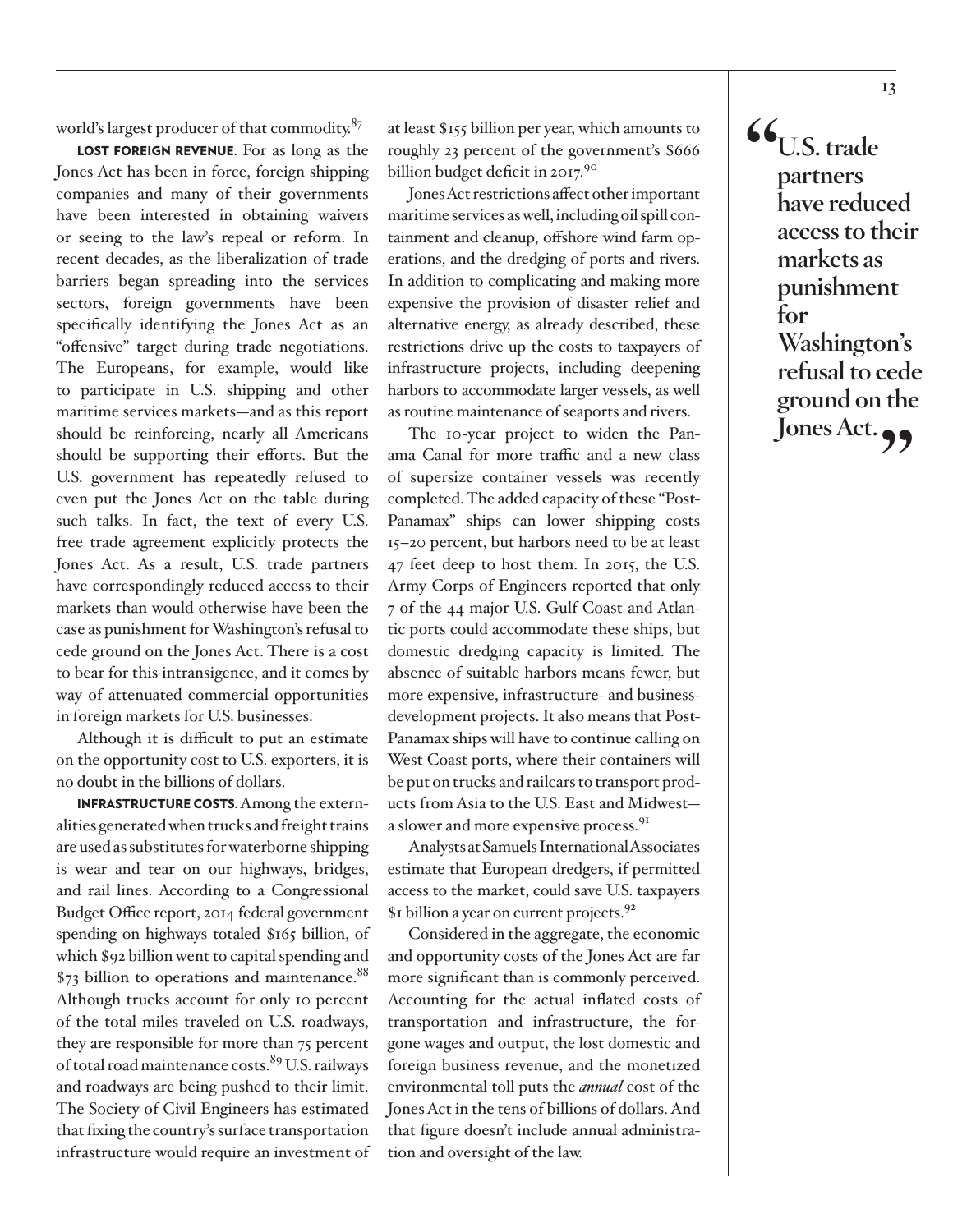world's largest producer of that commodity.[87]

**LOST FOREIGN REVENUE**. For as long as the Jones Act has been in force, foreign shipping companies and many of their governments have been interested in obtaining waivers or seeing to the law's repeal or reform. In recent decades, as the liberalization of trade barriers began spreading into the services sectors, foreign governments have been specifically identifying the Jones Act as an "offensive" target during trade negotiations. The Europeans, for example, would like to participate in U.S. shipping and other maritime services markets—and as this report should be reinforcing, nearly all Americans should be supporting their efforts. But the U.S. government has repeatedly refused to even put the Jones Act on the table during such talks. In fact, the text of every U.S. free trade agreement explicitly protects the Jones Act. As a result, U.S. trade partners have correspondingly reduced access to their markets than would otherwise have been the case as punishment for Washington's refusal to cede ground on the Jones Act. There is a cost to bear for this intransigence, and it comes by way of attenuated commercial opportunities in foreign markets for U.S. businesses.

Although it is difficult to put an estimate on the opportunity cost to U.S. exporters, it is no doubt in the billions of dollars.

**INFRASTRUCTURE COSTS**. Among the externalities generated when trucks and freight trains are used as substitutes for waterborne shipping is wear and tear on our highways, bridges, and rail lines. According to a Congressional Budget Office report, 2014 federal government spending on highways totaled $165 billion, of which $92 billion went to capital spending and $73 billion to operations and maintenance.[88] Although trucks account for only 10 percent of the total miles traveled on U.S. roadways, they are responsible for more than 75 percent of total road maintenance costs.[89] U.S. railways and roadways are being pushed to their limit. The Society of Civil Engineers has estimated that fixing the country's surface transportation infrastructure would require an investment of at least $155 billion per year, which amounts to roughly 23 percent of the government's $666 billion budget deficit in 2017.[90]

Jones Act restrictions affect other important maritime services as well, including oil spill containment and cleanup, offshore wind farm operations, and the dredging of ports and rivers. In addition to complicating and making more expensive the provision of disaster relief and alternative energy, as already described, these restrictions drive up the costs to taxpayers of infrastructure projects, including deepening harbors to accommodate larger vessels, as well as routine maintenance of seaports and rivers.

The 10-year project to widen the Panama Canal for more traffic and a new class of supersize container vessels was recently completed. The added capacity of these "Post-Panamax" ships can lower shipping costs 15–20 percent, but harbors need to be at least 47 feet deep to host them. In 2015, the U.S. Army Corps of Engineers reported that only 7 of the 44 major U.S. Gulf Coast and Atlantic ports could accommodate these ships, but domestic dredging capacity is limited. The absence of suitable harbors means fewer, but more expensive, infrastructure- and business-development projects. It also means that Post-Panamax ships will have to continue calling on West Coast ports, where their containers will be put on trucks and railcars to transport products from Asia to the U.S. East and Midwest—a slower and more expensive process.[91]

Analysts at Samuels International Associates estimate that European dredgers, if permitted access to the market, could save U.S. taxpayers $1 billion a year on current projects.[92]

Considered in the aggregate, the economic and opportunity costs of the Jones Act are far more significant than is commonly perceived. Accounting for the actual inflated costs of transportation and infrastructure, the forgone wages and output, the lost domestic and foreign business revenue, and the monetized environmental toll puts the ***annual*** cost of the Jones Act in the tens of billions of dollars. And that figure doesn't include annual administration and oversight of the law.

> **"U.S. trade partners have reduced access to their markets as punishment for Washington's refusal to cede ground on the Jones Act."**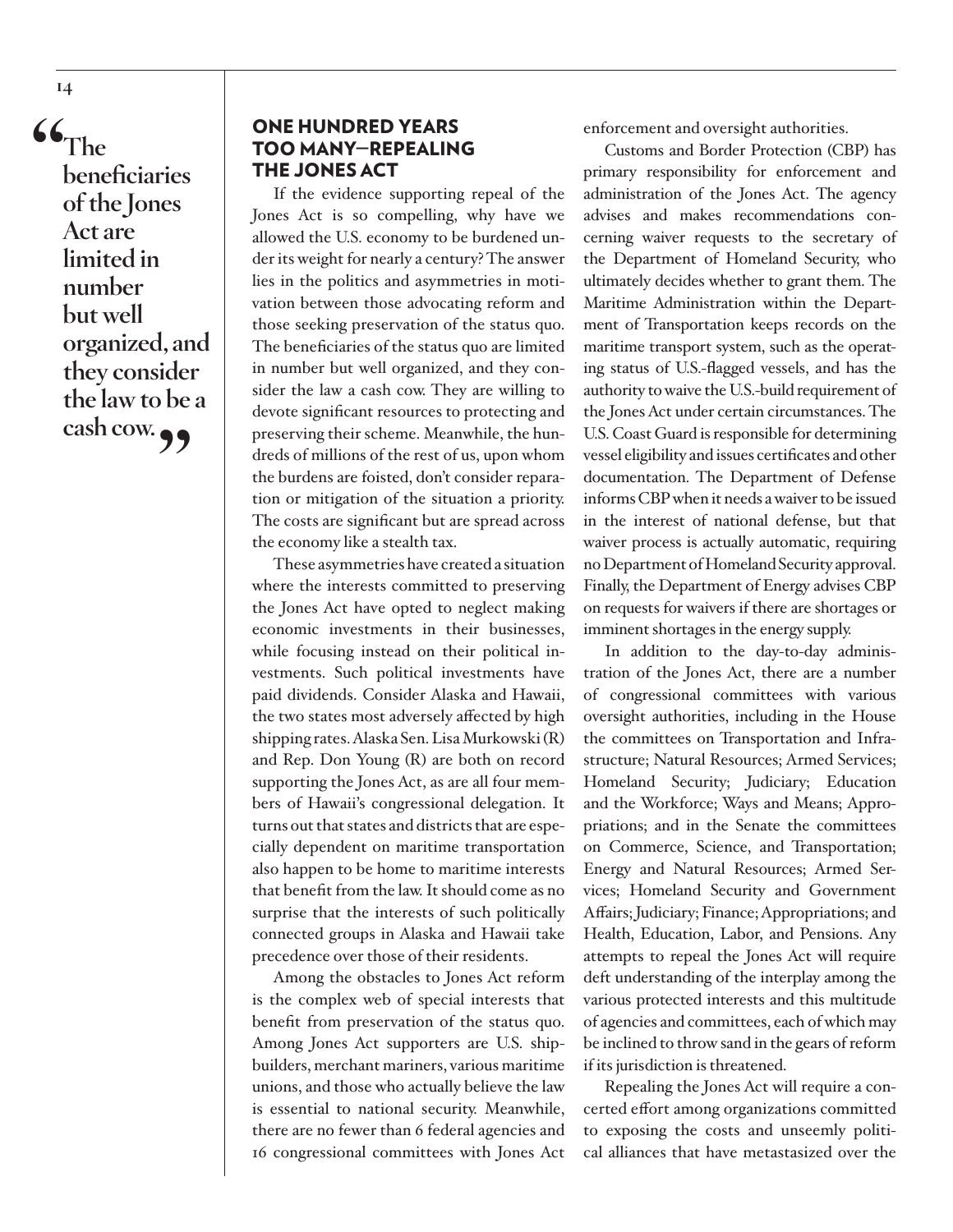> "The beneficiaries of the Jones Act are limited in number but well organized, and they consider the law to be a cash cow."

## ONE HUNDRED YEARS TOO MANY—REPEALING THE JONES ACT

If the evidence supporting repeal of the Jones Act is so compelling, why have we allowed the U.S. economy to be burdened under its weight for nearly a century? The answer lies in the politics and asymmetries in motivation between those advocating reform and those seeking preservation of the status quo. The beneficiaries of the status quo are limited in number but well organized, and they consider the law a cash cow. They are willing to devote significant resources to protecting and preserving their scheme. Meanwhile, the hundreds of millions of the rest of us, upon whom the burdens are foisted, don't consider reparation or mitigation of the situation a priority. The costs are significant but are spread across the economy like a stealth tax.

These asymmetries have created a situation where the interests committed to preserving the Jones Act have opted to neglect making economic investments in their businesses, while focusing instead on their political investments. Such political investments have paid dividends. Consider Alaska and Hawaii, the two states most adversely affected by high shipping rates. Alaska Sen. Lisa Murkowski (R) and Rep. Don Young (R) are both on record supporting the Jones Act, as are all four members of Hawaii's congressional delegation. It turns out that states and districts that are especially dependent on maritime transportation also happen to be home to maritime interests that benefit from the law. It should come as no surprise that the interests of such politically connected groups in Alaska and Hawaii take precedence over those of their residents.

Among the obstacles to Jones Act reform is the complex web of special interests that benefit from preservation of the status quo. Among Jones Act supporters are U.S. shipbuilders, merchant mariners, various maritime unions, and those who actually believe the law is essential to national security. Meanwhile, there are no fewer than 6 federal agencies and 16 congressional committees with Jones Act enforcement and oversight authorities.

Customs and Border Protection (CBP) has primary responsibility for enforcement and administration of the Jones Act. The agency advises and makes recommendations concerning waiver requests to the secretary of the Department of Homeland Security, who ultimately decides whether to grant them. The Maritime Administration within the Department of Transportation keeps records on the maritime transport system, such as the operating status of U.S.-flagged vessels, and has the authority to waive the U.S.-build requirement of the Jones Act under certain circumstances. The U.S. Coast Guard is responsible for determining vessel eligibility and issues certificates and other documentation. The Department of Defense informs CBP when it needs a waiver to be issued in the interest of national defense, but that waiver process is actually automatic, requiring no Department of Homeland Security approval. Finally, the Department of Energy advises CBP on requests for waivers if there are shortages or imminent shortages in the energy supply.

In addition to the day-to-day administration of the Jones Act, there are a number of congressional committees with various oversight authorities, including in the House the committees on Transportation and Infrastructure; Natural Resources; Armed Services; Homeland Security; Judiciary; Education and the Workforce; Ways and Means; Appropriations; and in the Senate the committees on Commerce, Science, and Transportation; Energy and Natural Resources; Armed Services; Homeland Security and Government Affairs; Judiciary; Finance; Appropriations; and Health, Education, Labor, and Pensions. Any attempts to repeal the Jones Act will require deft understanding of the interplay among the various protected interests and this multitude of agencies and committees, each of which may be inclined to throw sand in the gears of reform if its jurisdiction is threatened.

Repealing the Jones Act will require a concerted effort among organizations committed to exposing the costs and unseemly political alliances that have metastasized over the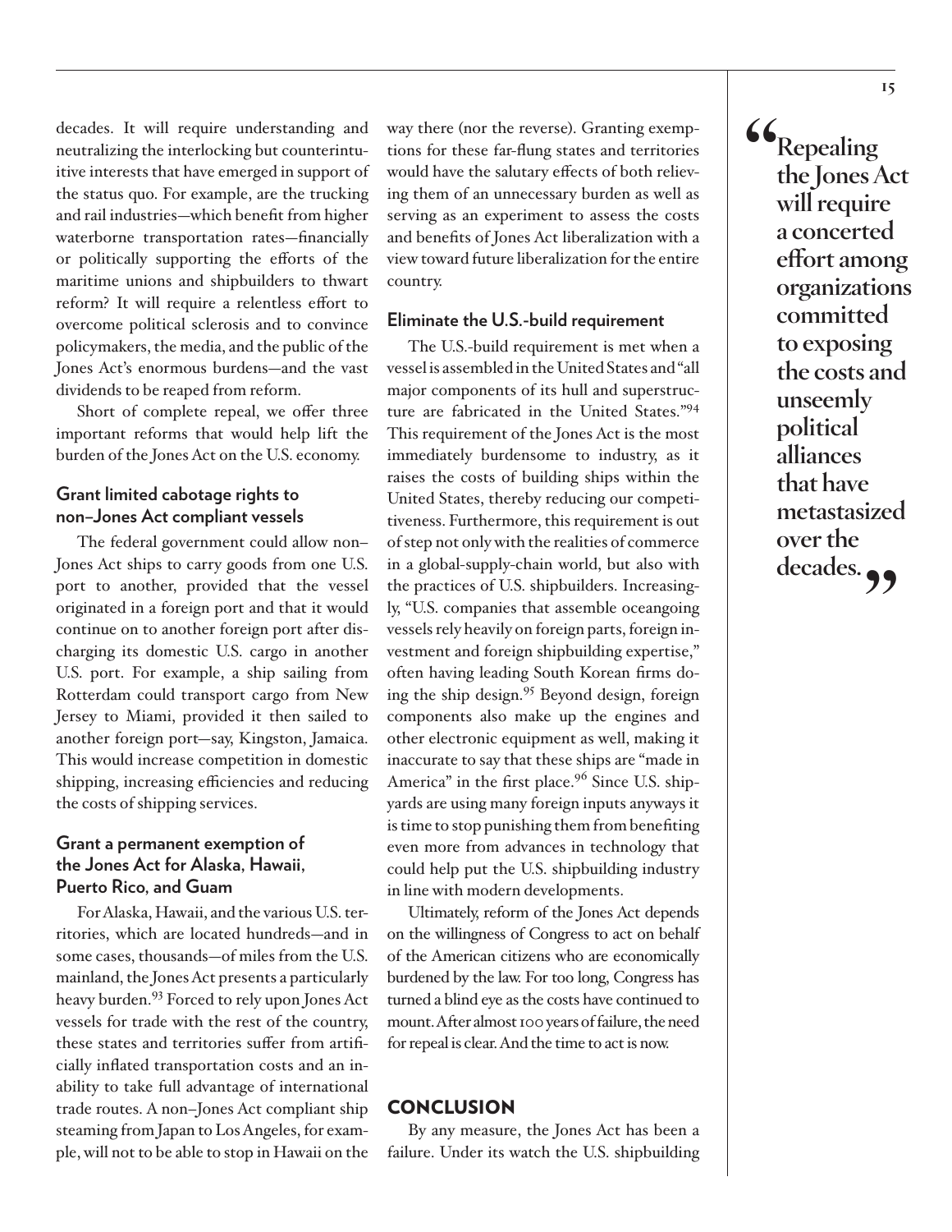decades. It will require understanding and neutralizing the interlocking but counterintuitive interests that have emerged in support of the status quo. For example, are the trucking and rail industries—which benefit from higher waterborne transportation rates—financially or politically supporting the efforts of the maritime unions and shipbuilders to thwart reform? It will require a relentless effort to overcome political sclerosis and to convince policymakers, the media, and the public of the Jones Act's enormous burdens—and the vast dividends to be reaped from reform.

Short of complete repeal, we offer three important reforms that would help lift the burden of the Jones Act on the U.S. economy.

### Grant limited cabotage rights to non–Jones Act compliant vessels

The federal government could allow non–Jones Act ships to carry goods from one U.S. port to another, provided that the vessel originated in a foreign port and that it would continue on to another foreign port after discharging its domestic U.S. cargo in another U.S. port. For example, a ship sailing from Rotterdam could transport cargo from New Jersey to Miami, provided it then sailed to another foreign port—say, Kingston, Jamaica. This would increase competition in domestic shipping, increasing efficiencies and reducing the costs of shipping services.

### Grant a permanent exemption of the Jones Act for Alaska, Hawaii, Puerto Rico, and Guam

For Alaska, Hawaii, and the various U.S. territories, which are located hundreds—and in some cases, thousands—of miles from the U.S. mainland, the Jones Act presents a particularly heavy burden.[93] Forced to rely upon Jones Act vessels for trade with the rest of the country, these states and territories suffer from artificially inflated transportation costs and an inability to take full advantage of international trade routes. A non–Jones Act compliant ship steaming from Japan to Los Angeles, for example, will not to be able to stop in Hawaii on the way there (nor the reverse). Granting exemptions for these far-flung states and territories would have the salutary effects of both relieving them of an unnecessary burden as well as serving as an experiment to assess the costs and benefits of Jones Act liberalization with a view toward future liberalization for the entire country.

### Eliminate the U.S.-build requirement

The U.S.-build requirement is met when a vessel is assembled in the United States and "all major components of its hull and superstructure are fabricated in the United States."[94] This requirement of the Jones Act is the most immediately burdensome to industry, as it raises the costs of building ships within the United States, thereby reducing our competitiveness. Furthermore, this requirement is out of step not only with the realities of commerce in a global-supply-chain world, but also with the practices of U.S. shipbuilders. Increasingly, "U.S. companies that assemble oceangoing vessels rely heavily on foreign parts, foreign investment and foreign shipbuilding expertise," often having leading South Korean firms doing the ship design.[95] Beyond design, foreign components also make up the engines and other electronic equipment as well, making it inaccurate to say that these ships are "made in America" in the first place.[96] Since U.S. shipyards are using many foreign inputs anyways it is time to stop punishing them from benefiting even more from advances in technology that could help put the U.S. shipbuilding industry in line with modern developments.

Ultimately, reform of the Jones Act depends on the willingness of Congress to act on behalf of the American citizens who are economically burdened by the law. For too long, Congress has turned a blind eye as the costs have continued to mount. After almost 100 years of failure, the need for repeal is clear. And the time to act is now.

## CONCLUSION

By any measure, the Jones Act has been a failure. Under its watch the U.S. shipbuilding

> **"Repealing the Jones Act will require a concerted effort among organizations committed to exposing the costs and unseemly political alliances that have metastasized over the decades."**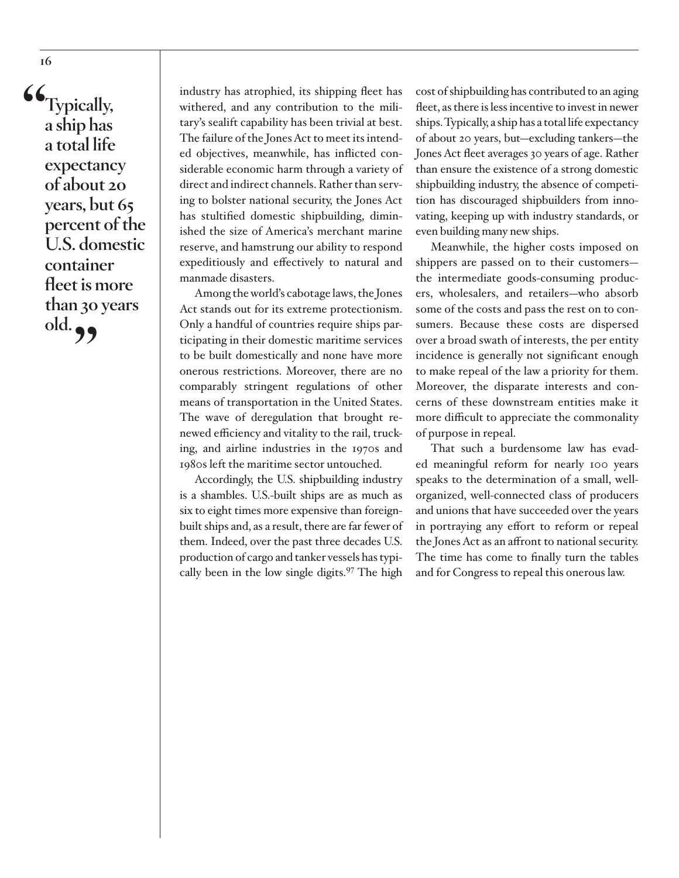> "Typically, a ship has a total life expectancy of about 20 years, but 65 percent of the U.S. domestic container fleet is more than 30 years old."

industry has atrophied, its shipping fleet has withered, and any contribution to the military's sealift capability has been trivial at best. The failure of the Jones Act to meet its intended objectives, meanwhile, has inflicted considerable economic harm through a variety of direct and indirect channels. Rather than serving to bolster national security, the Jones Act has stultified domestic shipbuilding, diminished the size of America's merchant marine reserve, and hamstrung our ability to respond expeditiously and effectively to natural and manmade disasters.

Among the world's cabotage laws, the Jones Act stands out for its extreme protectionism. Only a handful of countries require ships participating in their domestic maritime services to be built domestically and none have more onerous restrictions. Moreover, there are no comparably stringent regulations of other means of transportation in the United States. The wave of deregulation that brought renewed efficiency and vitality to the rail, trucking, and airline industries in the 1970s and 1980s left the maritime sector untouched.

Accordingly, the U.S. shipbuilding industry is a shambles. U.S.-built ships are as much as six to eight times more expensive than foreign-built ships and, as a result, there are far fewer of them. Indeed, over the past three decades U.S. production of cargo and tanker vessels has typically been in the low single digits.[97] The high cost of shipbuilding has contributed to an aging fleet, as there is less incentive to invest in newer ships. Typically, a ship has a total life expectancy of about 20 years, but—excluding tankers—the Jones Act fleet averages 30 years of age. Rather than ensure the existence of a strong domestic shipbuilding industry, the absence of competition has discouraged shipbuilders from innovating, keeping up with industry standards, or even building many new ships.

Meanwhile, the higher costs imposed on shippers are passed on to their customers—the intermediate goods-consuming producers, wholesalers, and retailers—who absorb some of the costs and pass the rest on to consumers. Because these costs are dispersed over a broad swath of interests, the per entity incidence is generally not significant enough to make repeal of the law a priority for them. Moreover, the disparate interests and concerns of these downstream entities make it more difficult to appreciate the commonality of purpose in repeal.

That such a burdensome law has evaded meaningful reform for nearly 100 years speaks to the determination of a small, well-organized, well-connected class of producers and unions that have succeeded over the years in portraying any effort to reform or repeal the Jones Act as an affront to national security. The time has come to finally turn the tables and for Congress to repeal this onerous law.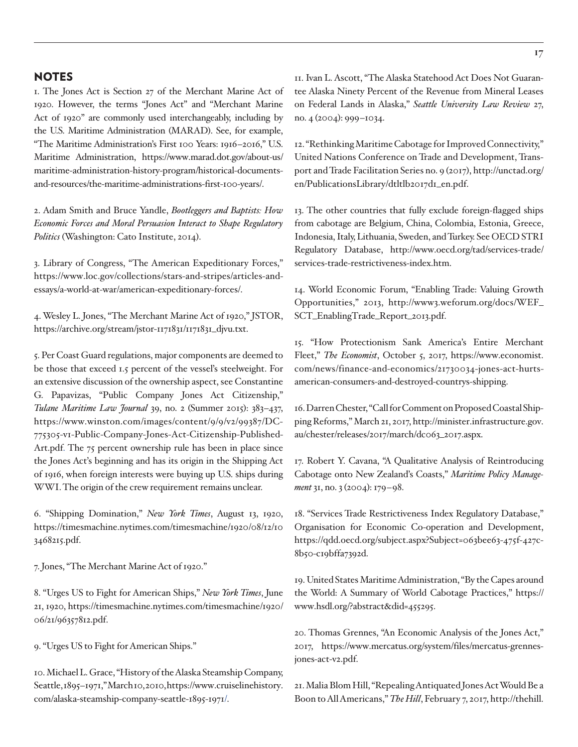## NOTES

1. The Jones Act is Section 27 of the Merchant Marine Act of 1920. However, the terms "Jones Act" and "Merchant Marine Act of 1920" are commonly used interchangeably, including by the U.S. Maritime Administration (MARAD). See, for example, "The Maritime Administration's First 100 Years: 1916–2016," U.S. Maritime Administration, https://www.marad.dot.gov/about-us/maritime-administration-history-program/historical-documents-and-resources/the-maritime-administrations-first-100-years/.

2. Adam Smith and Bruce Yandle, *Bootleggers and Baptists: How Economic Forces and Moral Persuasion Interact to Shape Regulatory Politics* (Washington: Cato Institute, 2014).

3. Library of Congress, "The American Expeditionary Forces," https://www.loc.gov/collections/stars-and-stripes/articles-and-essays/a-world-at-war/american-expeditionary-forces/.

4. Wesley L. Jones, "The Merchant Marine Act of 1920," JSTOR, https://archive.org/stream/jstor-1171831/1171831_djvu.txt.

5. Per Coast Guard regulations, major components are deemed to be those that exceed 1.5 percent of the vessel's steelweight. For an extensive discussion of the ownership aspect, see Constantine G. Papavizas, "Public Company Jones Act Citizenship," *Tulane Maritime Law Journal* 39, no. 2 (Summer 2015): 383–437, https://www.winston.com/images/content/9/9/v2/99387/DC-775305-v1-Public-Company-Jones-Act-Citizenship-Published-Art.pdf. The 75 percent ownership rule has been in place since the Jones Act's beginning and has its origin in the Shipping Act of 1916, when foreign interests were buying up U.S. ships during WWI. The origin of the crew requirement remains unclear.

6. "Shipping Domination," *New York Times*, August 13, 1920, https://timesmachine.nytimes.com/timesmachine/1920/08/12/103468215.pdf.

7. Jones, "The Merchant Marine Act of 1920."

8. "Urges US to Fight for American Ships," *New York Times*, June 21, 1920, https://timesmachine.nytimes.com/timesmachine/1920/06/21/96357812.pdf.

9. "Urges US to Fight for American Ships."

10. Michael L. Grace, "History of the Alaska Steamship Company, Seattle, 1895–1971," March 10, 2010, https://www.cruiselinehistory.com/alaska-steamship-company-seattle-1895-1971/.

11. Ivan L. Ascott, "The Alaska Statehood Act Does Not Guarantee Alaska Ninety Percent of the Revenue from Mineral Leases on Federal Lands in Alaska," *Seattle University Law Review* 27, no. 4 (2004): 999–1034.

12. "Rethinking Maritime Cabotage for Improved Connectivity," United Nations Conference on Trade and Development, Transport and Trade Facilitation Series no. 9 (2017), http://unctad.org/en/PublicationsLibrary/dtltlb2017d1_en.pdf.

13. The other countries that fully exclude foreign-flagged ships from cabotage are Belgium, China, Colombia, Estonia, Greece, Indonesia, Italy, Lithuania, Sweden, and Turkey. See OECD STRI Regulatory Database, http://www.oecd.org/tad/services-trade/services-trade-restrictiveness-index.htm.

14. World Economic Forum, "Enabling Trade: Valuing Growth Opportunities," 2013, http://www3.weforum.org/docs/WEF_SCT_EnablingTrade_Report_2013.pdf.

15. "How Protectionism Sank America's Entire Merchant Fleet," *The Economist*, October 5, 2017, https://www.economist.com/news/finance-and-economics/21730034-jones-act-hurts-american-consumers-and-destroyed-countrys-shipping.

16. Darren Chester, "Call for Comment on Proposed Coastal Shipping Reforms," March 21, 2017, http://minister.infrastructure.gov.au/chester/releases/2017/march/dc063_2017.aspx.

17. Robert Y. Cavana, "A Qualitative Analysis of Reintroducing Cabotage onto New Zealand's Coasts," *Maritime Policy Management* 31, no. 3 (2004): 179–98.

18. "Services Trade Restrictiveness Index Regulatory Database," Organisation for Economic Co-operation and Development, https://qdd.oecd.org/subject.aspx?Subject=063bee63-475f-427c-8b50-c19bffa7392d.

19. United States Maritime Administration, "By the Capes around the World: A Summary of World Cabotage Practices," https://www.hsdl.org/?abstract&did=455295.

20. Thomas Grennes, "An Economic Analysis of the Jones Act," 2017, https://www.mercatus.org/system/files/mercatus-grennes-jones-act-v2.pdf.

21. Malia Blom Hill, "Repealing Antiquated Jones Act Would Be a Boon to All Americans," *The Hill*, February 7, 2017, http://thehill.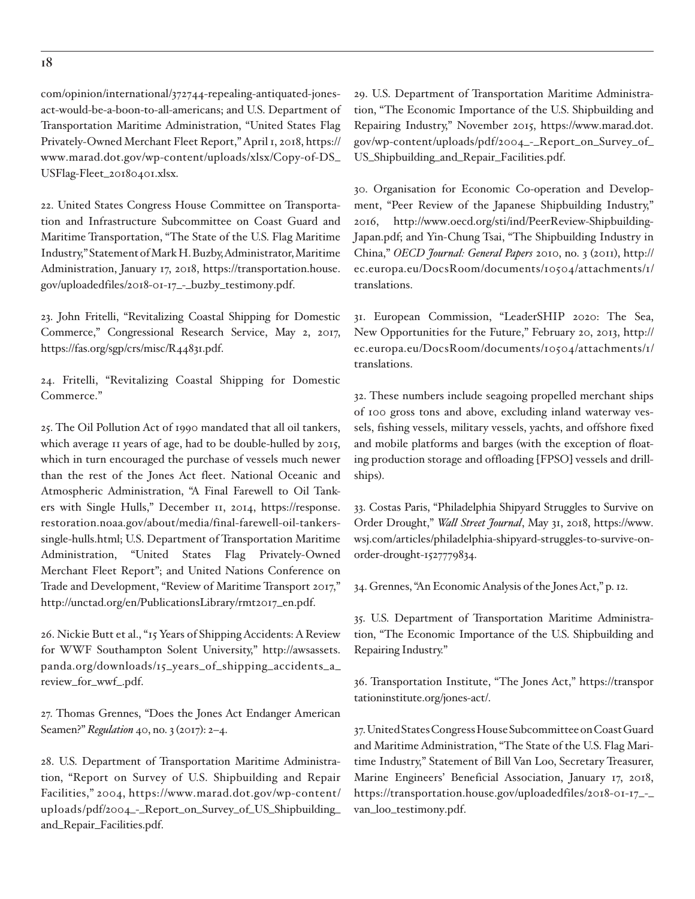com/opinion/international/372744-repealing-antiquated-jones-act-would-be-a-boon-to-all-americans; and U.S. Department of Transportation Maritime Administration, "United States Flag Privately-Owned Merchant Fleet Report," April 1, 2018, https://www.marad.dot.gov/wp-content/uploads/xlsx/Copy-of-DS_USFlag-Fleet_20180401.xlsx.

22. United States Congress House Committee on Transportation and Infrastructure Subcommittee on Coast Guard and Maritime Transportation, "The State of the U.S. Flag Maritime Industry," Statement of Mark H. Buzby, Administrator, Maritime Administration, January 17, 2018, https://transportation.house.gov/uploadedfiles/2018-01-17_-_buzby_testimony.pdf.

23. John Fritelli, "Revitalizing Coastal Shipping for Domestic Commerce," Congressional Research Service, May 2, 2017, https://fas.org/sgp/crs/misc/R44831.pdf.

24. Fritelli, "Revitalizing Coastal Shipping for Domestic Commerce."

25. The Oil Pollution Act of 1990 mandated that all oil tankers, which average 11 years of age, had to be double-hulled by 2015, which in turn encouraged the purchase of vessels much newer than the rest of the Jones Act fleet. National Oceanic and Atmospheric Administration, "A Final Farewell to Oil Tankers with Single Hulls," December 11, 2014, https://response.restoration.noaa.gov/about/media/final-farewell-oil-tankers-single-hulls.html; U.S. Department of Transportation Maritime Administration, "United States Flag Privately-Owned Merchant Fleet Report"; and United Nations Conference on Trade and Development, "Review of Maritime Transport 2017," http://unctad.org/en/PublicationsLibrary/rmt2017_en.pdf.

26. Nickie Butt et al., "15 Years of Shipping Accidents: A Review for WWF Southampton Solent University," http://awsassets.panda.org/downloads/15_years_of_shipping_accidents_a_review_for_wwf_.pdf.

27. Thomas Grennes, "Does the Jones Act Endanger American Seamen?" *Regulation* 40, no. 3 (2017): 2–4.

28. U.S. Department of Transportation Maritime Administration, "Report on Survey of U.S. Shipbuilding and Repair Facilities," 2004, https://www.marad.dot.gov/wp-content/uploads/pdf/2004_-_Report_on_Survey_of_US_Shipbuilding_and_Repair_Facilities.pdf.

29. U.S. Department of Transportation Maritime Administration, "The Economic Importance of the U.S. Shipbuilding and Repairing Industry," November 2015, https://www.marad.dot.gov/wp-content/uploads/pdf/2004_-_Report_on_Survey_of_US_Shipbuilding_and_Repair_Facilities.pdf.

30. Organisation for Economic Co-operation and Development, "Peer Review of the Japanese Shipbuilding Industry," 2016, http://www.oecd.org/sti/ind/PeerReview-Shipbuilding-Japan.pdf; and Yin-Chung Tsai, "The Shipbuilding Industry in China," *OECD Journal: General Papers* 2010, no. 3 (2011), http://ec.europa.eu/DocsRoom/documents/10504/attachments/1/translations.

31. European Commission, "LeaderSHIP 2020: The Sea, New Opportunities for the Future," February 20, 2013, http://ec.europa.eu/DocsRoom/documents/10504/attachments/1/translations.

32. These numbers include seagoing propelled merchant ships of 100 gross tons and above, excluding inland waterway vessels, fishing vessels, military vessels, yachts, and offshore fixed and mobile platforms and barges (with the exception of floating production storage and offloading [FPSO] vessels and drillships).

33. Costas Paris, "Philadelphia Shipyard Struggles to Survive on Order Drought," *Wall Street Journal*, May 31, 2018, https://www.wsj.com/articles/philadelphia-shipyard-struggles-to-survive-on-order-drought-1527779834.

34. Grennes, "An Economic Analysis of the Jones Act," p. 12.

35. U.S. Department of Transportation Maritime Administration, "The Economic Importance of the U.S. Shipbuilding and Repairing Industry."

36. Transportation Institute, "The Jones Act," https://transportationinstitute.org/jones-act/.

37. United States Congress House Subcommittee on Coast Guard and Maritime Administration, "The State of the U.S. Flag Maritime Industry," Statement of Bill Van Loo, Secretary Treasurer, Marine Engineers' Beneficial Association, January 17, 2018, https://transportation.house.gov/uploadedfiles/2018-01-17_-_van_loo_testimony.pdf.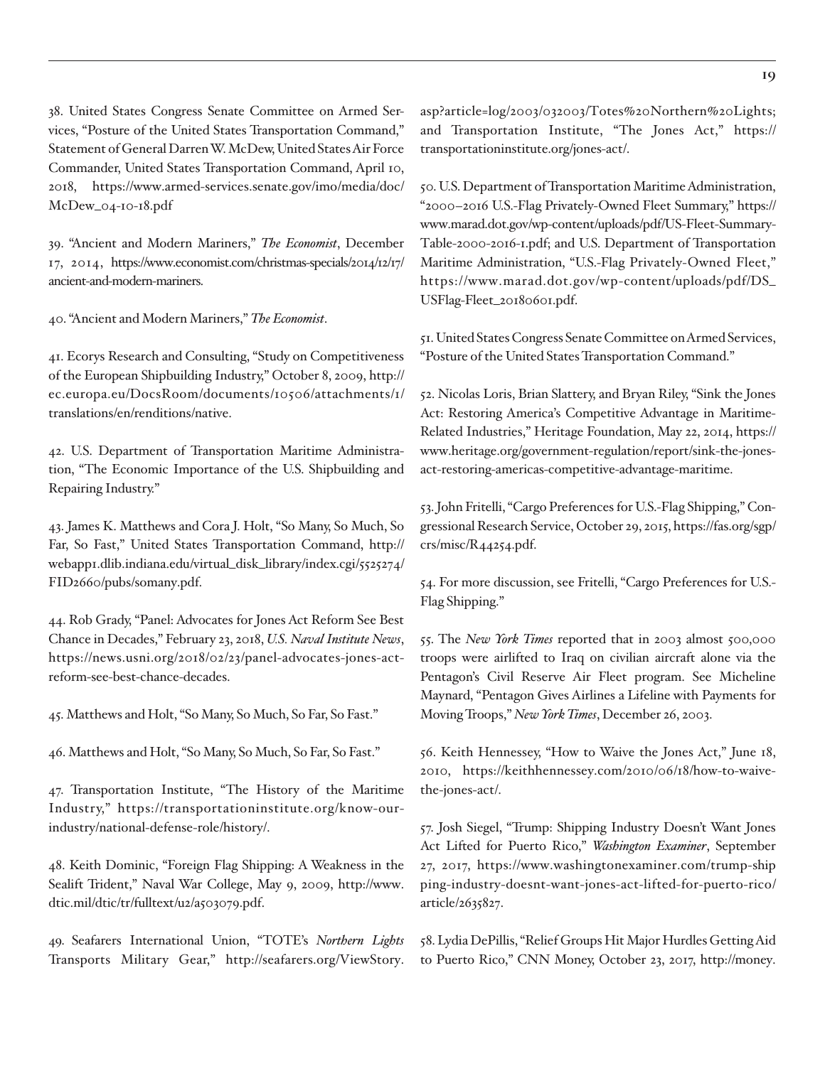38. United States Congress Senate Committee on Armed Services, "Posture of the United States Transportation Command," Statement of General Darren W. McDew, United States Air Force Commander, United States Transportation Command, April 10, 2018, https://www.armed-services.senate.gov/imo/media/doc/McDew_04-10-18.pdf

39. "Ancient and Modern Mariners," *The Economist*, December 17, 2014, https://www.economist.com/christmas-specials/2014/12/17/ancient-and-modern-mariners.

40. "Ancient and Modern Mariners," *The Economist*.

41. Ecorys Research and Consulting, "Study on Competitiveness of the European Shipbuilding Industry," October 8, 2009, http://ec.europa.eu/DocsRoom/documents/10506/attachments/1/translations/en/renditions/native.

42. U.S. Department of Transportation Maritime Administration, "The Economic Importance of the U.S. Shipbuilding and Repairing Industry."

43. James K. Matthews and Cora J. Holt, "So Many, So Much, So Far, So Fast," United States Transportation Command, http://webapp1.dlib.indiana.edu/virtual_disk_library/index.cgi/5525274/FID2660/pubs/somany.pdf.

44. Rob Grady, "Panel: Advocates for Jones Act Reform See Best Chance in Decades," February 23, 2018, *U.S. Naval Institute News*, https://news.usni.org/2018/02/23/panel-advocates-jones-act-reform-see-best-chance-decades.

45. Matthews and Holt, "So Many, So Much, So Far, So Fast."

46. Matthews and Holt, "So Many, So Much, So Far, So Fast."

47. Transportation Institute, "The History of the Maritime Industry," https://transportationinstitute.org/know-our-industry/national-defense-role/history/.

48. Keith Dominic, "Foreign Flag Shipping: A Weakness in the Sealift Trident," Naval War College, May 9, 2009, http://www.dtic.mil/dtic/tr/fulltext/u2/a503079.pdf.

49. Seafarers International Union, "TOTE's *Northern Lights* Transports Military Gear," http://seafarers.org/ViewStory.asp?article=log/2003/032003/Totes%20Northern%20Lights; and Transportation Institute, "The Jones Act," https://transportationinstitute.org/jones-act/.

50. U.S. Department of Transportation Maritime Administration, "2000–2016 U.S.-Flag Privately-Owned Fleet Summary," https://www.marad.dot.gov/wp-content/uploads/pdf/US-Fleet-Summary-Table-2000-2016-1.pdf; and U.S. Department of Transportation Maritime Administration, "U.S.-Flag Privately-Owned Fleet," https://www.marad.dot.gov/wp-content/uploads/pdf/DS_USFlag-Fleet_20180601.pdf.

51. United States Congress Senate Committee on Armed Services, "Posture of the United States Transportation Command."

52. Nicolas Loris, Brian Slattery, and Bryan Riley, "Sink the Jones Act: Restoring America's Competitive Advantage in Maritime-Related Industries," Heritage Foundation, May 22, 2014, https://www.heritage.org/government-regulation/report/sink-the-jones-act-restoring-americas-competitive-advantage-maritime.

53. John Fritelli, "Cargo Preferences for U.S.-Flag Shipping," Congressional Research Service, October 29, 2015, https://fas.org/sgp/crs/misc/R44254.pdf.

54. For more discussion, see Fritelli, "Cargo Preferences for U.S.-Flag Shipping."

55. The *New York Times* reported that in 2003 almost 500,000 troops were airlifted to Iraq on civilian aircraft alone via the Pentagon's Civil Reserve Air Fleet program. See Micheline Maynard, "Pentagon Gives Airlines a Lifeline with Payments for Moving Troops," *New York Times*, December 26, 2003.

56. Keith Hennessey, "How to Waive the Jones Act," June 18, 2010, https://keithhennessey.com/2010/06/18/how-to-waive-the-jones-act/.

57. Josh Siegel, "Trump: Shipping Industry Doesn't Want Jones Act Lifted for Puerto Rico," *Washington Examiner*, September 27, 2017, https://www.washingtonexaminer.com/trump-shipping-industry-doesnt-want-jones-act-lifted-for-puerto-rico/article/2635827.

58. Lydia DePillis, "Relief Groups Hit Major Hurdles Getting Aid to Puerto Rico," CNN Money, October 23, 2017, http://money.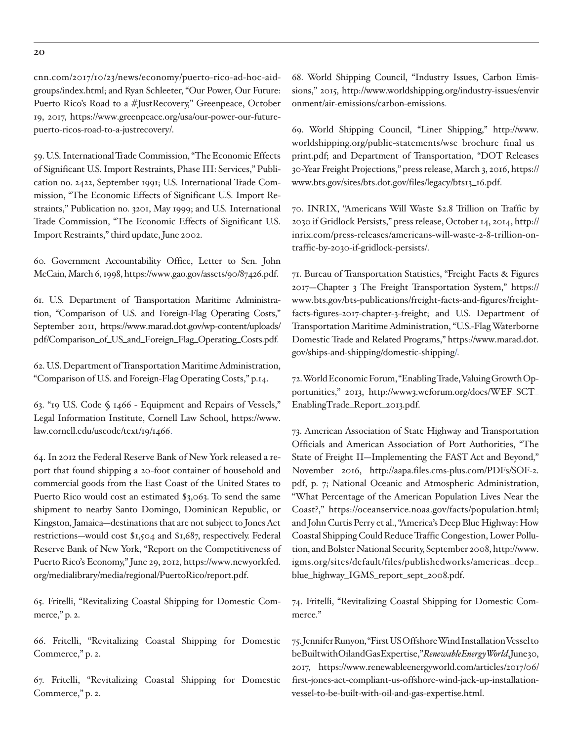cnn.com/2017/10/23/news/economy/puerto-rico-ad-hoc-aid-groups/index.html; and Ryan Schleeter, "Our Power, Our Future: Puerto Rico's Road to a #JustRecovery," Greenpeace, October 19, 2017, https://www.greenpeace.org/usa/our-power-our-future-puerto-ricos-road-to-a-justrecovery/.

59. U.S. International Trade Commission, "The Economic Effects of Significant U.S. Import Restraints, Phase III: Services," Publication no. 2422, September 1991; U.S. International Trade Commission, "The Economic Effects of Significant U.S. Import Restraints," Publication no. 3201, May 1999; and U.S. International Trade Commission, "The Economic Effects of Significant U.S. Import Restraints," third update, June 2002.

60. Government Accountability Office, Letter to Sen. John McCain, March 6, 1998, https://www.gao.gov/assets/90/87426.pdf.

61. U.S. Department of Transportation Maritime Administration, "Comparison of U.S. and Foreign-Flag Operating Costs," September 2011, https://www.marad.dot.gov/wp-content/uploads/pdf/Comparison_of_US_and_Foreign_Flag_Operating_Costs.pdf.

62. U.S. Department of Transportation Maritime Administration, "Comparison of U.S. and Foreign-Flag Operating Costs," p.14.

63. "19 U.S. Code § 1466 - Equipment and Repairs of Vessels," Legal Information Institute, Cornell Law School, https://www.law.cornell.edu/uscode/text/19/1466.

64. In 2012 the Federal Reserve Bank of New York released a report that found shipping a 20-foot container of household and commercial goods from the East Coast of the United States to Puerto Rico would cost an estimated $3,063. To send the same shipment to nearby Santo Domingo, Dominican Republic, or Kingston, Jamaica—destinations that are not subject to Jones Act restrictions—would cost $1,504 and $1,687, respectively. Federal Reserve Bank of New York, "Report on the Competitiveness of Puerto Rico's Economy," June 29, 2012, https://www.newyorkfed.org/medialibrary/media/regional/PuertoRico/report.pdf.

65. Fritelli, "Revitalizing Coastal Shipping for Domestic Commerce," p. 2.

66. Fritelli, "Revitalizing Coastal Shipping for Domestic Commerce," p. 2.

67. Fritelli, "Revitalizing Coastal Shipping for Domestic Commerce," p. 2.

68. World Shipping Council, "Industry Issues, Carbon Emissions," 2015, http://www.worldshipping.org/industry-issues/environment/air-emissions/carbon-emissions.

69. World Shipping Council, "Liner Shipping," http://www.worldshipping.org/public-statements/wsc_brochure_final_us_print.pdf; and Department of Transportation, "DOT Releases 30-Year Freight Projections," press release, March 3, 2016, https://www.bts.gov/sites/bts.dot.gov/files/legacy/bts13_16.pdf.

70. INRIX, "Americans Will Waste $2.8 Trillion on Traffic by 2030 if Gridlock Persists," press release, October 14, 2014, http://inrix.com/press-releases/americans-will-waste-2-8-trillion-on-traffic-by-2030-if-gridlock-persists/.

71. Bureau of Transportation Statistics, "Freight Facts & Figures 2017—Chapter 3 The Freight Transportation System," https://www.bts.gov/bts-publications/freight-facts-and-figures/freight-facts-figures-2017-chapter-3-freight; and U.S. Department of Transportation Maritime Administration, "U.S.-Flag Waterborne Domestic Trade and Related Programs," https://www.marad.dot.gov/ships-and-shipping/domestic-shipping/.

72. World Economic Forum, "Enabling Trade, Valuing Growth Opportunities," 2013, http://www3.weforum.org/docs/WEF_SCT_EnablingTrade_Report_2013.pdf.

73. American Association of State Highway and Transportation Officials and American Association of Port Authorities, "The State of Freight II—Implementing the FAST Act and Beyond," November 2016, http://aapa.files.cms-plus.com/PDFs/SOF-2.pdf, p. 7; National Oceanic and Atmospheric Administration, "What Percentage of the American Population Lives Near the Coast?," https://oceanservice.noaa.gov/facts/population.html; and John Curtis Perry et al., "America's Deep Blue Highway: How Coastal Shipping Could Reduce Traffic Congestion, Lower Pollution, and Bolster National Security, September 2008, http://www.igms.org/sites/default/files/publishedworks/americas_deep_blue_highway_IGMS_report_sept_2008.pdf.

74. Fritelli, "Revitalizing Coastal Shipping for Domestic Commerce."

75. Jennifer Runyon, "First US Offshore Wind Installation Vessel to be Built with Oil and Gas Expertise," *Renewable Energy World*, June 30, 2017, https://www.renewableenergyworld.com/articles/2017/06/first-jones-act-compliant-us-offshore-wind-jack-up-installation-vessel-to-be-built-with-oil-and-gas-expertise.html.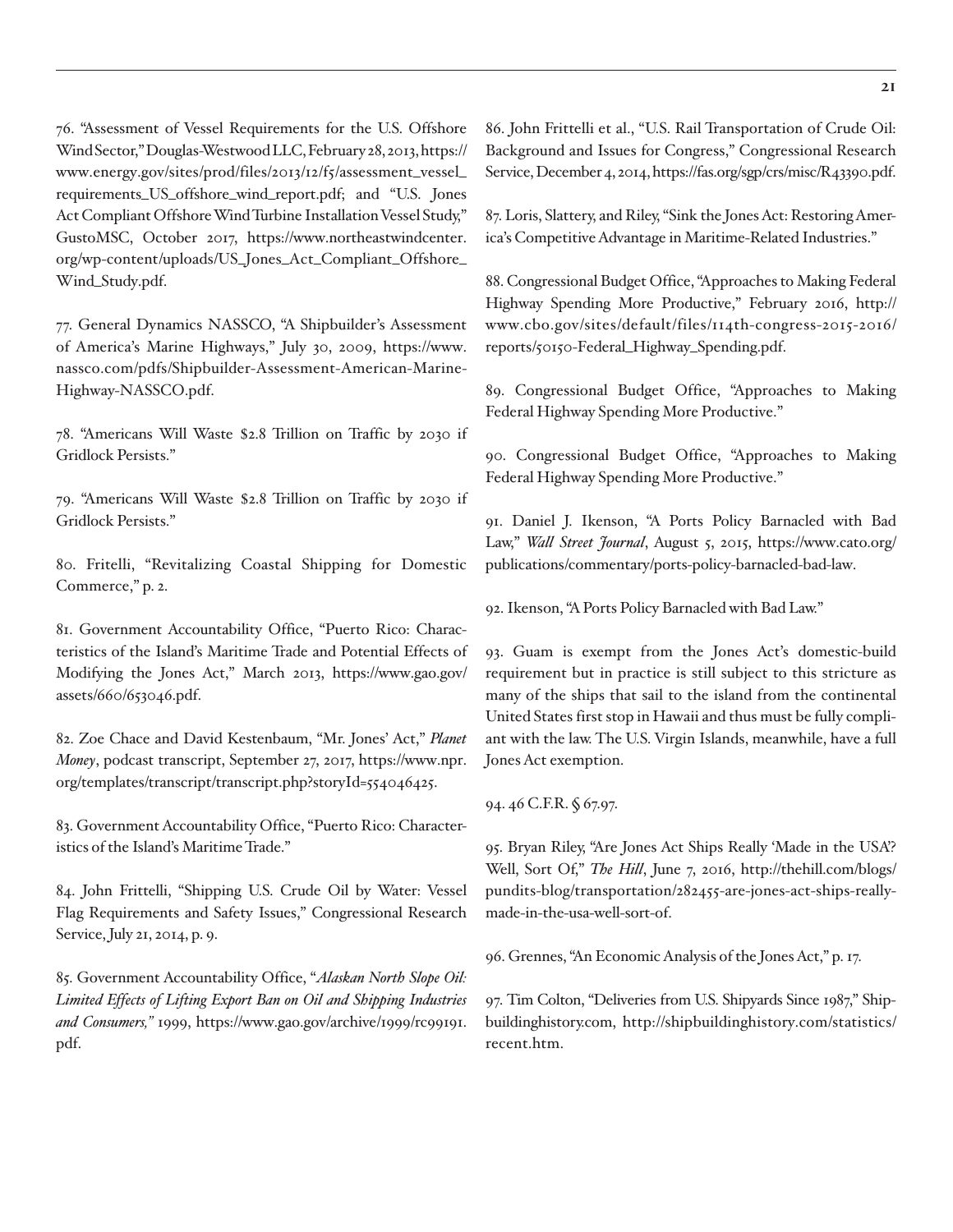76. "Assessment of Vessel Requirements for the U.S. Offshore Wind Sector," Douglas-Westwood LLC, February 28, 2013, https://www.energy.gov/sites/prod/files/2013/12/f5/assessment_vessel_requirements_US_offshore_wind_report.pdf; and "U.S. Jones Act Compliant Offshore Wind Turbine Installation Vessel Study," GustoMSC, October 2017, https://www.northeastwindcenter.org/wp-content/uploads/US_Jones_Act_Compliant_Offshore_Wind_Study.pdf.

77. General Dynamics NASSCO, "A Shipbuilder's Assessment of America's Marine Highways," July 30, 2009, https://www.nassco.com/pdfs/Shipbuilder-Assessment-American-Marine-Highway-NASSCO.pdf.

78. "Americans Will Waste $2.8 Trillion on Traffic by 2030 if Gridlock Persists."

79. "Americans Will Waste $2.8 Trillion on Traffic by 2030 if Gridlock Persists."

80. Fritelli, "Revitalizing Coastal Shipping for Domestic Commerce," p. 2.

81. Government Accountability Office, "Puerto Rico: Characteristics of the Island's Maritime Trade and Potential Effects of Modifying the Jones Act," March 2013, https://www.gao.gov/assets/660/653046.pdf.

82. Zoe Chace and David Kestenbaum, "Mr. Jones' Act," *Planet Money*, podcast transcript, September 27, 2017, https://www.npr.org/templates/transcript/transcript.php?storyId=554046425.

83. Government Accountability Office, "Puerto Rico: Characteristics of the Island's Maritime Trade."

84. John Frittelli, "Shipping U.S. Crude Oil by Water: Vessel Flag Requirements and Safety Issues," Congressional Research Service, July 21, 2014, p. 9.

85. Government Accountability Office, "*Alaskan North Slope Oil: Limited Effects of Lifting Export Ban on Oil and Shipping Industries and Consumers,*" 1999, https://www.gao.gov/archive/1999/rc99191.pdf.

86. John Frittelli et al., "U.S. Rail Transportation of Crude Oil: Background and Issues for Congress," Congressional Research Service, December 4, 2014, https://fas.org/sgp/crs/misc/R43390.pdf.

87. Loris, Slattery, and Riley, "Sink the Jones Act: Restoring America's Competitive Advantage in Maritime-Related Industries."

88. Congressional Budget Office, "Approaches to Making Federal Highway Spending More Productive," February 2016, http://www.cbo.gov/sites/default/files/114th-congress-2015-2016/reports/50150-Federal_Highway_Spending.pdf.

89. Congressional Budget Office, "Approaches to Making Federal Highway Spending More Productive."

90. Congressional Budget Office, "Approaches to Making Federal Highway Spending More Productive."

91. Daniel J. Ikenson, "A Ports Policy Barnacled with Bad Law," *Wall Street Journal*, August 5, 2015, https://www.cato.org/publications/commentary/ports-policy-barnacled-bad-law.

92. Ikenson, "A Ports Policy Barnacled with Bad Law."

93. Guam is exempt from the Jones Act's domestic-build requirement but in practice is still subject to this stricture as many of the ships that sail to the island from the continental United States first stop in Hawaii and thus must be fully compliant with the law. The U.S. Virgin Islands, meanwhile, have a full Jones Act exemption.

94. 46 C.F.R. § 67.97.

95. Bryan Riley, "Are Jones Act Ships Really 'Made in the USA'? Well, Sort Of," *The Hill*, June 7, 2016, http://thehill.com/blogs/pundits-blog/transportation/282455-are-jones-act-ships-really-made-in-the-usa-well-sort-of.

96. Grennes, "An Economic Analysis of the Jones Act," p. 17.

97. Tim Colton, "Deliveries from U.S. Shipyards Since 1987," Shipbuildinghistory.com, http://shipbuildinghistory.com/statistics/recent.htm.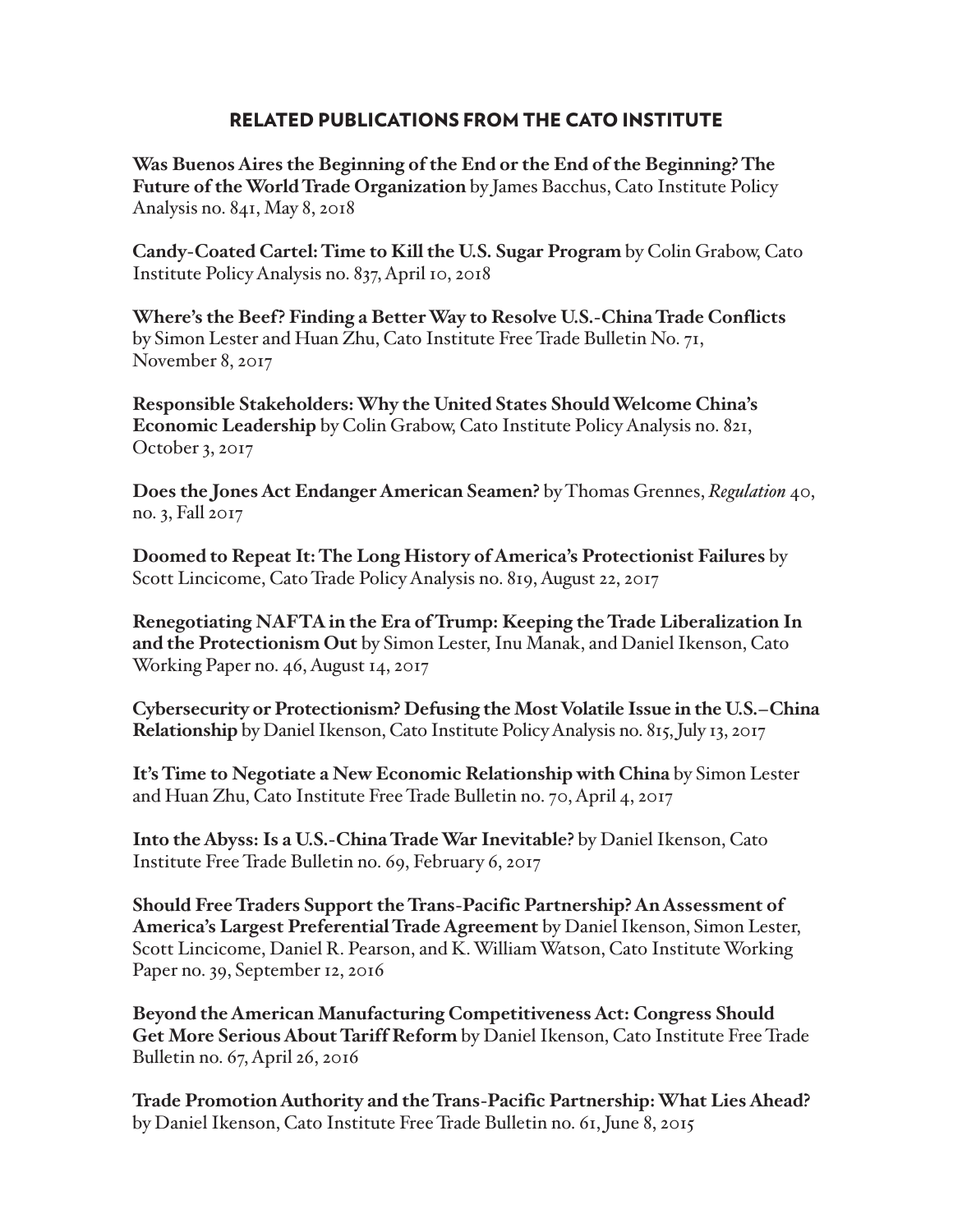## RELATED PUBLICATIONS FROM THE CATO INSTITUTE

**Was Buenos Aires the Beginning of the End or the End of the Beginning? The Future of the World Trade Organization** by James Bacchus, Cato Institute Policy Analysis no. 841, May 8, 2018

**Candy-Coated Cartel: Time to Kill the U.S. Sugar Program** by Colin Grabow, Cato Institute Policy Analysis no. 837, April 10, 2018

**Where's the Beef? Finding a Better Way to Resolve U.S.-China Trade Conflicts** by Simon Lester and Huan Zhu, Cato Institute Free Trade Bulletin No. 71, November 8, 2017

**Responsible Stakeholders: Why the United States Should Welcome China's Economic Leadership** by Colin Grabow, Cato Institute Policy Analysis no. 821, October 3, 2017

**Does the Jones Act Endanger American Seamen?** by Thomas Grennes, *Regulation* 40, no. 3, Fall 2017

**Doomed to Repeat It: The Long History of America's Protectionist Failures** by Scott Lincicome, Cato Trade Policy Analysis no. 819, August 22, 2017

**Renegotiating NAFTA in the Era of Trump: Keeping the Trade Liberalization In and the Protectionism Out** by Simon Lester, Inu Manak, and Daniel Ikenson, Cato Working Paper no. 46, August 14, 2017

**Cybersecurity or Protectionism? Defusing the Most Volatile Issue in the U.S.–China Relationship** by Daniel Ikenson, Cato Institute Policy Analysis no. 815, July 13, 2017

**It's Time to Negotiate a New Economic Relationship with China** by Simon Lester and Huan Zhu, Cato Institute Free Trade Bulletin no. 70, April 4, 2017

**Into the Abyss: Is a U.S.-China Trade War Inevitable?** by Daniel Ikenson, Cato Institute Free Trade Bulletin no. 69, February 6, 2017

**Should Free Traders Support the Trans-Pacific Partnership? An Assessment of America's Largest Preferential Trade Agreement** by Daniel Ikenson, Simon Lester, Scott Lincicome, Daniel R. Pearson, and K. William Watson, Cato Institute Working Paper no. 39, September 12, 2016

**Beyond the American Manufacturing Competitiveness Act: Congress Should Get More Serious About Tariff Reform** by Daniel Ikenson, Cato Institute Free Trade Bulletin no. 67, April 26, 2016

**Trade Promotion Authority and the Trans-Pacific Partnership: What Lies Ahead?** by Daniel Ikenson, Cato Institute Free Trade Bulletin no. 61, June 8, 2015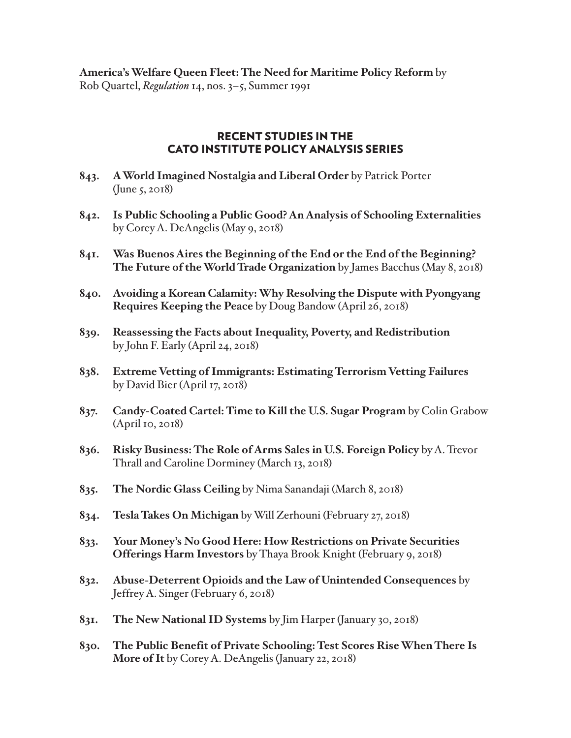**America's Welfare Queen Fleet: The Need for Maritime Policy Reform** by Rob Quartel, *Regulation* 14, nos. 3–5, Summer 1991

## RECENT STUDIES IN THE CATO INSTITUTE POLICY ANALYSIS SERIES

843. **A World Imagined Nostalgia and Liberal Order** by Patrick Porter (June 5, 2018)

842. **Is Public Schooling a Public Good? An Analysis of Schooling Externalities** by Corey A. DeAngelis (May 9, 2018)

841. **Was Buenos Aires the Beginning of the End or the End of the Beginning? The Future of the World Trade Organization** by James Bacchus (May 8, 2018)

840. **Avoiding a Korean Calamity: Why Resolving the Dispute with Pyongyang Requires Keeping the Peace** by Doug Bandow (April 26, 2018)

839. **Reassessing the Facts about Inequality, Poverty, and Redistribution** by John F. Early (April 24, 2018)

838. **Extreme Vetting of Immigrants: Estimating Terrorism Vetting Failures** by David Bier (April 17, 2018)

837. **Candy-Coated Cartel: Time to Kill the U.S. Sugar Program** by Colin Grabow (April 10, 2018)

836. **Risky Business: The Role of Arms Sales in U.S. Foreign Policy** by A. Trevor Thrall and Caroline Dorminey (March 13, 2018)

835. **The Nordic Glass Ceiling** by Nima Sanandaji (March 8, 2018)

834. **Tesla Takes On Michigan** by Will Zerhouni (February 27, 2018)

833. **Your Money's No Good Here: How Restrictions on Private Securities Offerings Harm Investors** by Thaya Brook Knight (February 9, 2018)

832. **Abuse-Deterrent Opioids and the Law of Unintended Consequences** by Jeffrey A. Singer (February 6, 2018)

831. **The New National ID Systems** by Jim Harper (January 30, 2018)

830. **The Public Benefit of Private Schooling: Test Scores Rise When There Is More of It** by Corey A. DeAngelis (January 22, 2018)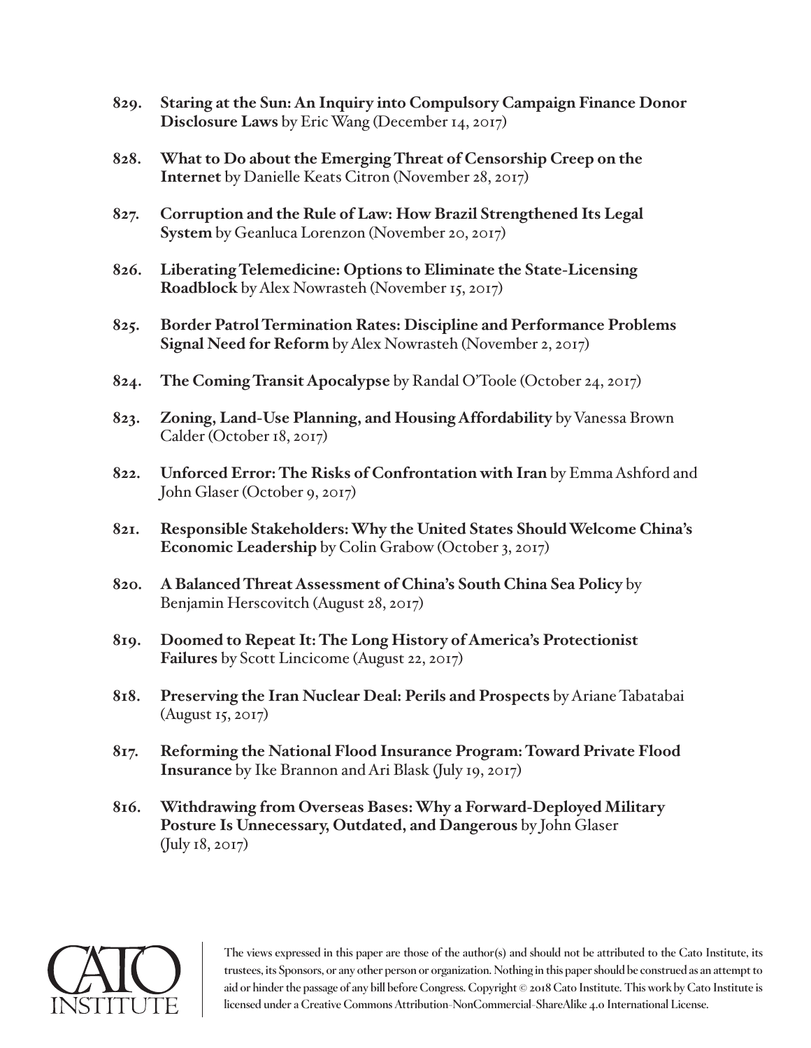829. **Staring at the Sun: An Inquiry into Compulsory Campaign Finance Donor Disclosure Laws** by Eric Wang (December 14, 2017)

828. **What to Do about the Emerging Threat of Censorship Creep on the Internet** by Danielle Keats Citron (November 28, 2017)

827. **Corruption and the Rule of Law: How Brazil Strengthened Its Legal System** by Geanluca Lorenzon (November 20, 2017)

826. **Liberating Telemedicine: Options to Eliminate the State-Licensing Roadblock** by Alex Nowrasteh (November 15, 2017)

825. **Border Patrol Termination Rates: Discipline and Performance Problems Signal Need for Reform** by Alex Nowrasteh (November 2, 2017)

824. **The Coming Transit Apocalypse** by Randal O'Toole (October 24, 2017)

823. **Zoning, Land-Use Planning, and Housing Affordability** by Vanessa Brown Calder (October 18, 2017)

822. **Unforced Error: The Risks of Confrontation with Iran** by Emma Ashford and John Glaser (October 9, 2017)

821. **Responsible Stakeholders: Why the United States Should Welcome China's Economic Leadership** by Colin Grabow (October 3, 2017)

820. **A Balanced Threat Assessment of China's South China Sea Policy** by Benjamin Herscovitch (August 28, 2017)

819. **Doomed to Repeat It: The Long History of America's Protectionist Failures** by Scott Lincicome (August 22, 2017)

818. **Preserving the Iran Nuclear Deal: Perils and Prospects** by Ariane Tabatabai (August 15, 2017)

817. **Reforming the National Flood Insurance Program: Toward Private Flood Insurance** by Ike Brannon and Ari Blask (July 19, 2017)

816. **Withdrawing from Overseas Bases: Why a Forward-Deployed Military Posture Is Unnecessary, Outdated, and Dangerous** by John Glaser (July 18, 2017)

CATO INSTITUTE

The views expressed in this paper are those of the author(s) and should not be attributed to the Cato Institute, its trustees, its Sponsors, or any other person or organization. Nothing in this paper should be construed as an attempt to aid or hinder the passage of any bill before Congress. Copyright © 2018 Cato Institute. This work by Cato Institute is licensed under a Creative Commons Attribution-NonCommercial-ShareAlike 4.0 International License.